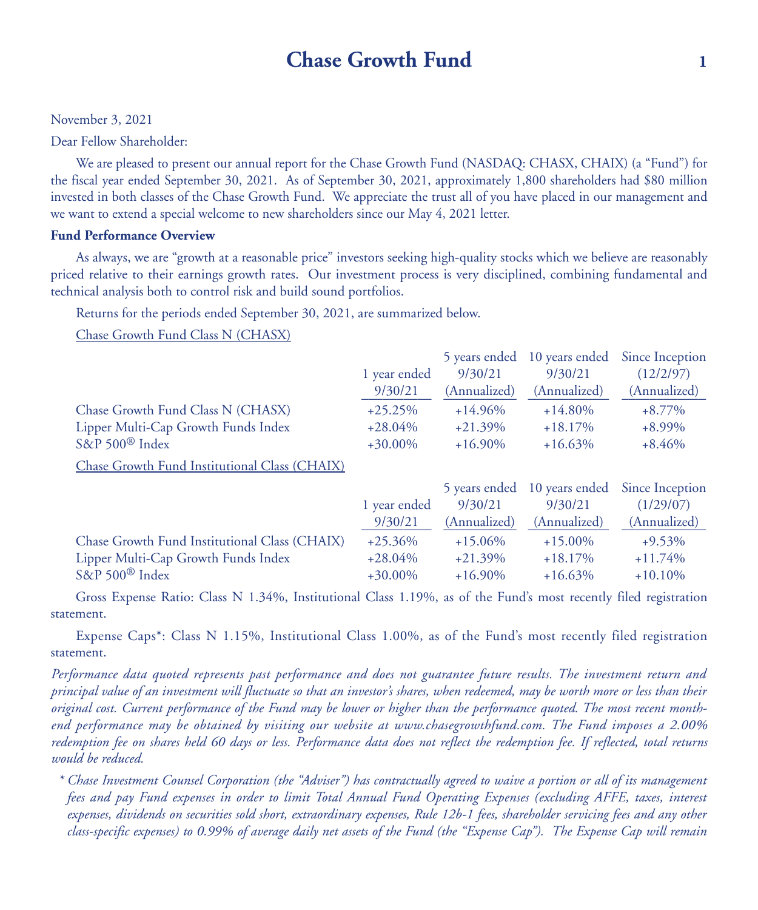# Chase Growth Fund

November 3, 2021

Dear Fellow Shareholder:

We are pleased to present our annual report for the Chase Growth Fund (NASDAQ: CHASX, CHAIX) (a "Fund") for the fiscal year ended September 30, 2021. As of September 30, 2021, approximately 1,800 shareholders had $80 million invested in both classes of the Chase Growth Fund. We appreciate the trust all of you have placed in our management and we want to extend a special welcome to new shareholders since our May 4, 2021 letter.

**Fund Performance Overview**

As always, we are "growth at a reasonable price" investors seeking high-quality stocks which we believe are reasonably priced relative to their earnings growth rates. Our investment process is very disciplined, combining fundamental and technical analysis both to control risk and build sound portfolios.

Returns for the periods ended September 30, 2021, are summarized below.

Chase Growth Fund Class N (CHASX)

| | 1 year ended 9/30/21 | 5 years ended 9/30/21 (Annualized) | 10 years ended 9/30/21 (Annualized) | Since Inception (12/2/97) (Annualized) |
|---|---|---|---|---|
| Chase Growth Fund Class N (CHASX) | +25.25% | +14.96% | +14.80% | +8.77% |
| Lipper Multi-Cap Growth Funds Index | +28.04% | +21.39% | +18.17% | +8.99% |
| S&P 500® Index | +30.00% | +16.90% | +16.63% | +8.46% |

Chase Growth Fund Institutional Class (CHAIX)

| | 1 year ended 9/30/21 | 5 years ended 9/30/21 (Annualized) | 10 years ended 9/30/21 (Annualized) | Since Inception (1/29/07) (Annualized) |
|---|---|---|---|---|
| Chase Growth Fund Institutional Class (CHAIX) | +25.36% | +15.06% | +15.00% | +9.53% |
| Lipper Multi-Cap Growth Funds Index | +28.04% | +21.39% | +18.17% | +11.74% |
| S&P 500® Index | +30.00% | +16.90% | +16.63% | +10.10% |

Gross Expense Ratio: Class N 1.34%, Institutional Class 1.19%, as of the Fund's most recently filed registration statement.

Expense Caps*: Class N 1.15%, Institutional Class 1.00%, as of the Fund's most recently filed registration statement.

*Performance data quoted represents past performance and does not guarantee future results. The investment return and principal value of an investment will fluctuate so that an investor's shares, when redeemed, may be worth more or less than their original cost. Current performance of the Fund may be lower or higher than the performance quoted. The most recent month-end performance may be obtained by visiting our website at www.chasegrowthfund.com. The Fund imposes a 2.00% redemption fee on shares held 60 days or less. Performance data does not reflect the redemption fee. If reflected, total returns would be reduced.*

\* *Chase Investment Counsel Corporation (the "Adviser") has contractually agreed to waive a portion or all of its management fees and pay Fund expenses in order to limit Total Annual Fund Operating Expenses (excluding AFFE, taxes, interest expenses, dividends on securities sold short, extraordinary expenses, Rule 12b-1 fees, shareholder servicing fees and any other class-specific expenses) to 0.99% of average daily net assets of the Fund (the "Expense Cap"). The Expense Cap will remain*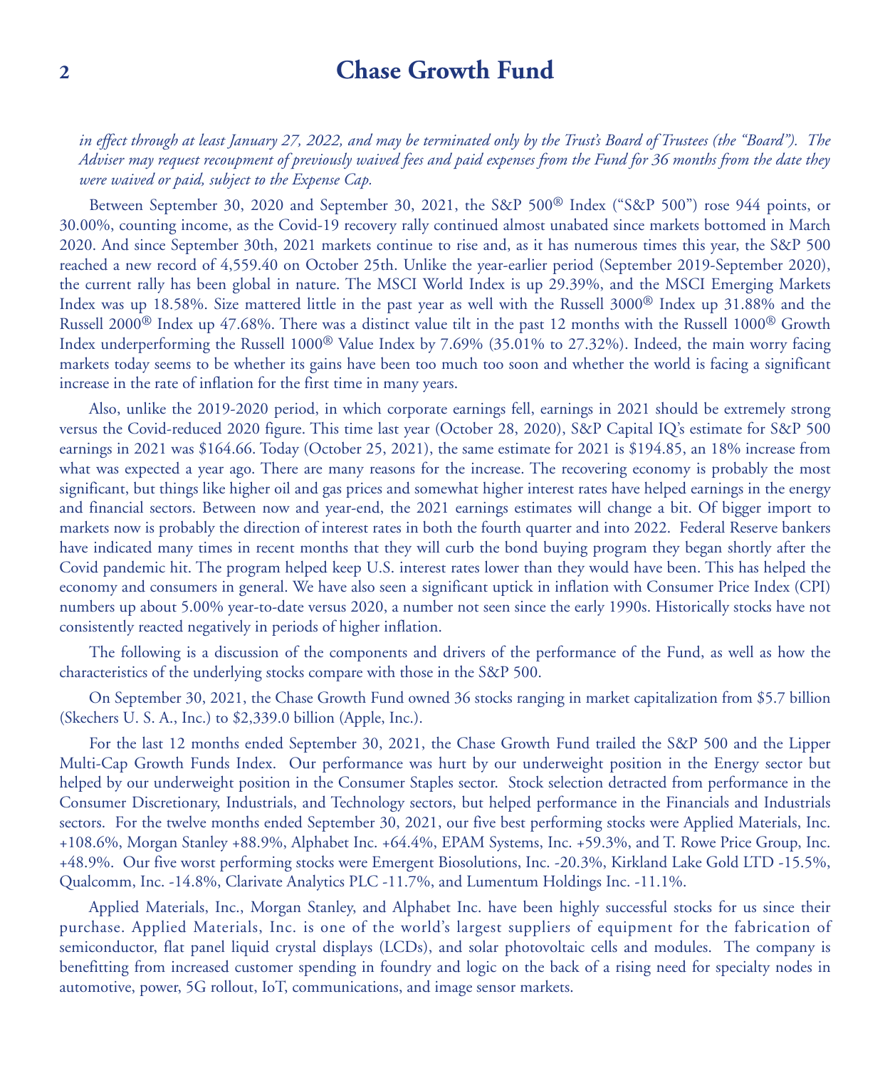*in effect through at least January 27, 2022, and may be terminated only by the Trust's Board of Trustees (the "Board"). The Adviser may request recoupment of previously waived fees and paid expenses from the Fund for 36 months from the date they were waived or paid, subject to the Expense Cap.*

Between September 30, 2020 and September 30, 2021, the S&P 500® Index ("S&P 500") rose 944 points, or 30.00%, counting income, as the Covid-19 recovery rally continued almost unabated since markets bottomed in March 2020. And since September 30th, 2021 markets continue to rise and, as it has numerous times this year, the S&P 500 reached a new record of 4,559.40 on October 25th. Unlike the year-earlier period (September 2019-September 2020), the current rally has been global in nature. The MSCI World Index is up 29.39%, and the MSCI Emerging Markets Index was up 18.58%. Size mattered little in the past year as well with the Russell 3000® Index up 31.88% and the Russell 2000® Index up 47.68%. There was a distinct value tilt in the past 12 months with the Russell 1000® Growth Index underperforming the Russell 1000® Value Index by 7.69% (35.01% to 27.32%). Indeed, the main worry facing markets today seems to be whether its gains have been too much too soon and whether the world is facing a significant increase in the rate of inflation for the first time in many years.

Also, unlike the 2019-2020 period, in which corporate earnings fell, earnings in 2021 should be extremely strong versus the Covid-reduced 2020 figure. This time last year (October 28, 2020), S&P Capital IQ's estimate for S&P 500 earnings in 2021 was $164.66. Today (October 25, 2021), the same estimate for 2021 is $194.85, an 18% increase from what was expected a year ago. There are many reasons for the increase. The recovering economy is probably the most significant, but things like higher oil and gas prices and somewhat higher interest rates have helped earnings in the energy and financial sectors. Between now and year-end, the 2021 earnings estimates will change a bit. Of bigger import to markets now is probably the direction of interest rates in both the fourth quarter and into 2022. Federal Reserve bankers have indicated many times in recent months that they will curb the bond buying program they began shortly after the Covid pandemic hit. The program helped keep U.S. interest rates lower than they would have been. This has helped the economy and consumers in general. We have also seen a significant uptick in inflation with Consumer Price Index (CPI) numbers up about 5.00% year-to-date versus 2020, a number not seen since the early 1990s. Historically stocks have not consistently reacted negatively in periods of higher inflation.

The following is a discussion of the components and drivers of the performance of the Fund, as well as how the characteristics of the underlying stocks compare with those in the S&P 500.

On September 30, 2021, the Chase Growth Fund owned 36 stocks ranging in market capitalization from $5.7 billion (Skechers U. S. A., Inc.) to $2,339.0 billion (Apple, Inc.).

For the last 12 months ended September 30, 2021, the Chase Growth Fund trailed the S&P 500 and the Lipper Multi-Cap Growth Funds Index. Our performance was hurt by our underweight position in the Energy sector but helped by our underweight position in the Consumer Staples sector. Stock selection detracted from performance in the Consumer Discretionary, Industrials, and Technology sectors, but helped performance in the Financials and Industrials sectors. For the twelve months ended September 30, 2021, our five best performing stocks were Applied Materials, Inc. +108.6%, Morgan Stanley +88.9%, Alphabet Inc. +64.4%, EPAM Systems, Inc. +59.3%, and T. Rowe Price Group, Inc. +48.9%. Our five worst performing stocks were Emergent Biosolutions, Inc. -20.3%, Kirkland Lake Gold LTD -15.5%, Qualcomm, Inc. -14.8%, Clarivate Analytics PLC -11.7%, and Lumentum Holdings Inc. -11.1%.

Applied Materials, Inc., Morgan Stanley, and Alphabet Inc. have been highly successful stocks for us since their purchase. Applied Materials, Inc. is one of the world's largest suppliers of equipment for the fabrication of semiconductor, flat panel liquid crystal displays (LCDs), and solar photovoltaic cells and modules. The company is benefitting from increased customer spending in foundry and logic on the back of a rising need for specialty nodes in automotive, power, 5G rollout, IoT, communications, and image sensor markets.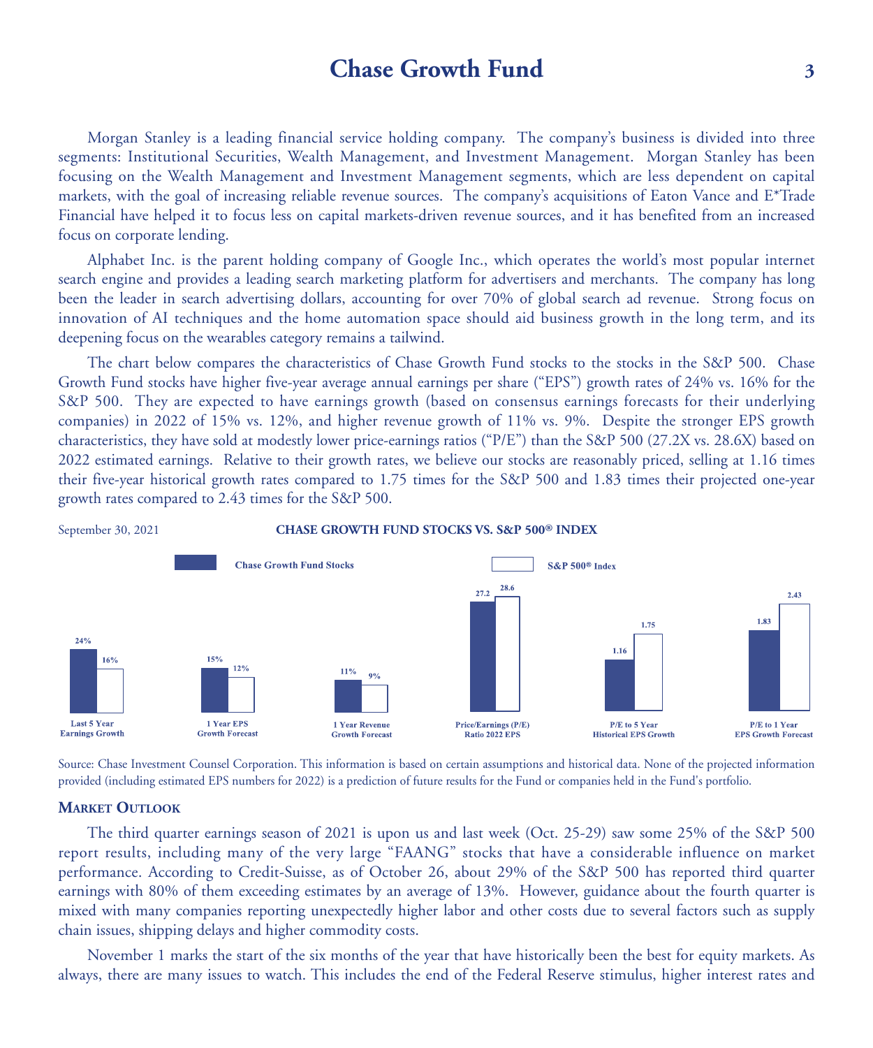Morgan Stanley is a leading financial service holding company. The company's business is divided into three segments: Institutional Securities, Wealth Management, and Investment Management. Morgan Stanley has been focusing on the Wealth Management and Investment Management segments, which are less dependent on capital markets, with the goal of increasing reliable revenue sources. The company's acquisitions of Eaton Vance and E*Trade Financial have helped it to focus less on capital markets-driven revenue sources, and it has benefited from an increased focus on corporate lending.

Alphabet Inc. is the parent holding company of Google Inc., which operates the world's most popular internet search engine and provides a leading search marketing platform for advertisers and merchants. The company has long been the leader in search advertising dollars, accounting for over 70% of global search ad revenue. Strong focus on innovation of AI techniques and the home automation space should aid business growth in the long term, and its deepening focus on the wearables category remains a tailwind.

The chart below compares the characteristics of Chase Growth Fund stocks to the stocks in the S&P 500. Chase Growth Fund stocks have higher five-year average annual earnings per share ("EPS") growth rates of 24% vs. 16% for the S&P 500. They are expected to have earnings growth (based on consensus earnings forecasts for their underlying companies) in 2022 of 15% vs. 12%, and higher revenue growth of 11% vs. 9%. Despite the stronger EPS growth characteristics, they have sold at modestly lower price-earnings ratios ("P/E") than the S&P 500 (27.2X vs. 28.6X) based on 2022 estimated earnings. Relative to their growth rates, we believe our stocks are reasonably priced, selling at 1.16 times their five-year historical growth rates compared to 1.75 times for the S&P 500 and 1.83 times their projected one-year growth rates compared to 2.43 times for the S&P 500.

September 30, 2021

**CHASE GROWTH FUND STOCKS VS. S&P 500® INDEX**

| | Chase Growth Fund Stocks | S&P 500® Index |
|---|---|---|
| Last 5 Year Earnings Growth | 24% | 16% |
| 1 Year EPS Growth Forecast | 15% | 12% |
| 1 Year Revenue Growth Forecast | 11% | 9% |
| Price/Earnings (P/E) Ratio 2022 EPS | 27.2 | 28.6 |
| P/E to 5 Year Historical EPS Growth | 1.16 | 1.75 |
| P/E to 1 Year EPS Growth Forecast | 1.83 | 2.43 |

Source: Chase Investment Counsel Corporation. This information is based on certain assumptions and historical data. None of the projected information provided (including estimated EPS numbers for 2022) is a prediction of future results for the Fund or companies held in the Fund's portfolio.

## Market Outlook

The third quarter earnings season of 2021 is upon us and last week (Oct. 25-29) saw some 25% of the S&P 500 report results, including many of the very large "FAANG" stocks that have a considerable influence on market performance. According to Credit-Suisse, as of October 26, about 29% of the S&P 500 has reported third quarter earnings with 80% of them exceeding estimates by an average of 13%. However, guidance about the fourth quarter is mixed with many companies reporting unexpectedly higher labor and other costs due to several factors such as supply chain issues, shipping delays and higher commodity costs.

November 1 marks the start of the six months of the year that have historically been the best for equity markets. As always, there are many issues to watch. This includes the end of the Federal Reserve stimulus, higher interest rates and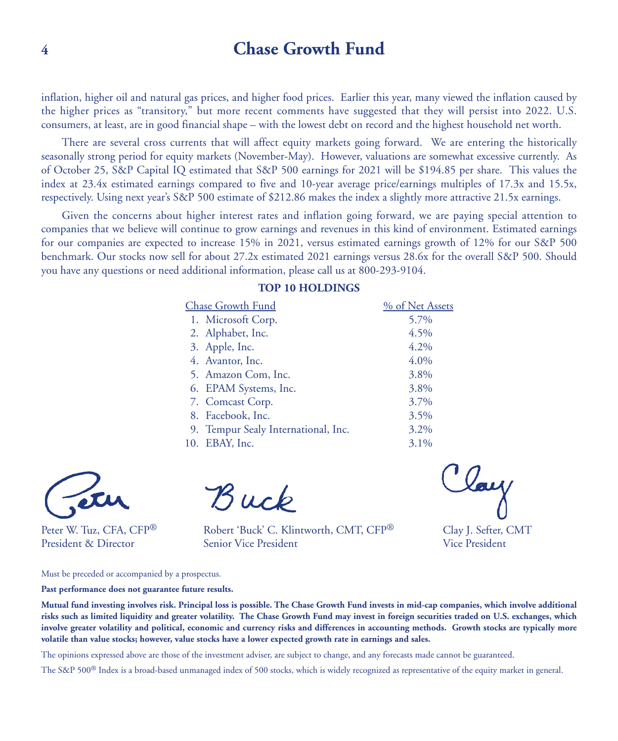inflation, higher oil and natural gas prices, and higher food prices. Earlier this year, many viewed the inflation caused by the higher prices as "transitory," but more recent comments have suggested that they will persist into 2022. U.S. consumers, at least, are in good financial shape – with the lowest debt on record and the highest household net worth.

There are several cross currents that will affect equity markets going forward. We are entering the historically seasonally strong period for equity markets (November-May). However, valuations are somewhat excessive currently. As of October 25, S&P Capital IQ estimated that S&P 500 earnings for 2021 will be $194.85 per share. This values the index at 23.4x estimated earnings compared to five and 10-year average price/earnings multiples of 17.3x and 15.5x, respectively. Using next year's S&P 500 estimate of $212.86 makes the index a slightly more attractive 21.5x earnings.

Given the concerns about higher interest rates and inflation going forward, we are paying special attention to companies that we believe will continue to grow earnings and revenues in this kind of environment. Estimated earnings for our companies are expected to increase 15% in 2021, versus estimated earnings growth of 12% for our S&P 500 benchmark. Our stocks now sell for about 27.2x estimated 2021 earnings versus 28.6x for the overall S&P 500. Should you have any questions or need additional information, please call us at 800-293-9104.

**TOP 10 HOLDINGS**

| Chase Growth Fund | % of Net Assets |
|---|---|
| 1. Microsoft Corp. | 5.7% |
| 2. Alphabet, Inc. | 4.5% |
| 3. Apple, Inc. | 4.2% |
| 4. Avantor, Inc. | 4.0% |
| 5. Amazon Com, Inc. | 3.8% |
| 6. EPAM Systems, Inc. | 3.8% |
| 7. Comcast Corp. | 3.7% |
| 8. Facebook, Inc. | 3.5% |
| 9. Tempur Sealy International, Inc. | 3.2% |
| 10. EBAY, Inc. | 3.1% |

Peter W. Tuz, CFA, CFP®
President & Director

Robert 'Buck' C. Klintworth, CMT, CFP®
Senior Vice President

Clay J. Sefter, CMT
Vice President

Must be preceded or accompanied by a prospectus.

**Past performance does not guarantee future results.**

**Mutual fund investing involves risk. Principal loss is possible. The Chase Growth Fund invests in mid-cap companies, which involve additional risks such as limited liquidity and greater volatility. The Chase Growth Fund may invest in foreign securities traded on U.S. exchanges, which involve greater volatility and political, economic and currency risks and differences in accounting methods. Growth stocks are typically more volatile than value stocks; however, value stocks have a lower expected growth rate in earnings and sales.**

The opinions expressed above are those of the investment adviser, are subject to change, and any forecasts made cannot be guaranteed.

The S&P 500® Index is a broad-based unmanaged index of 500 stocks, which is widely recognized as representative of the equity market in general.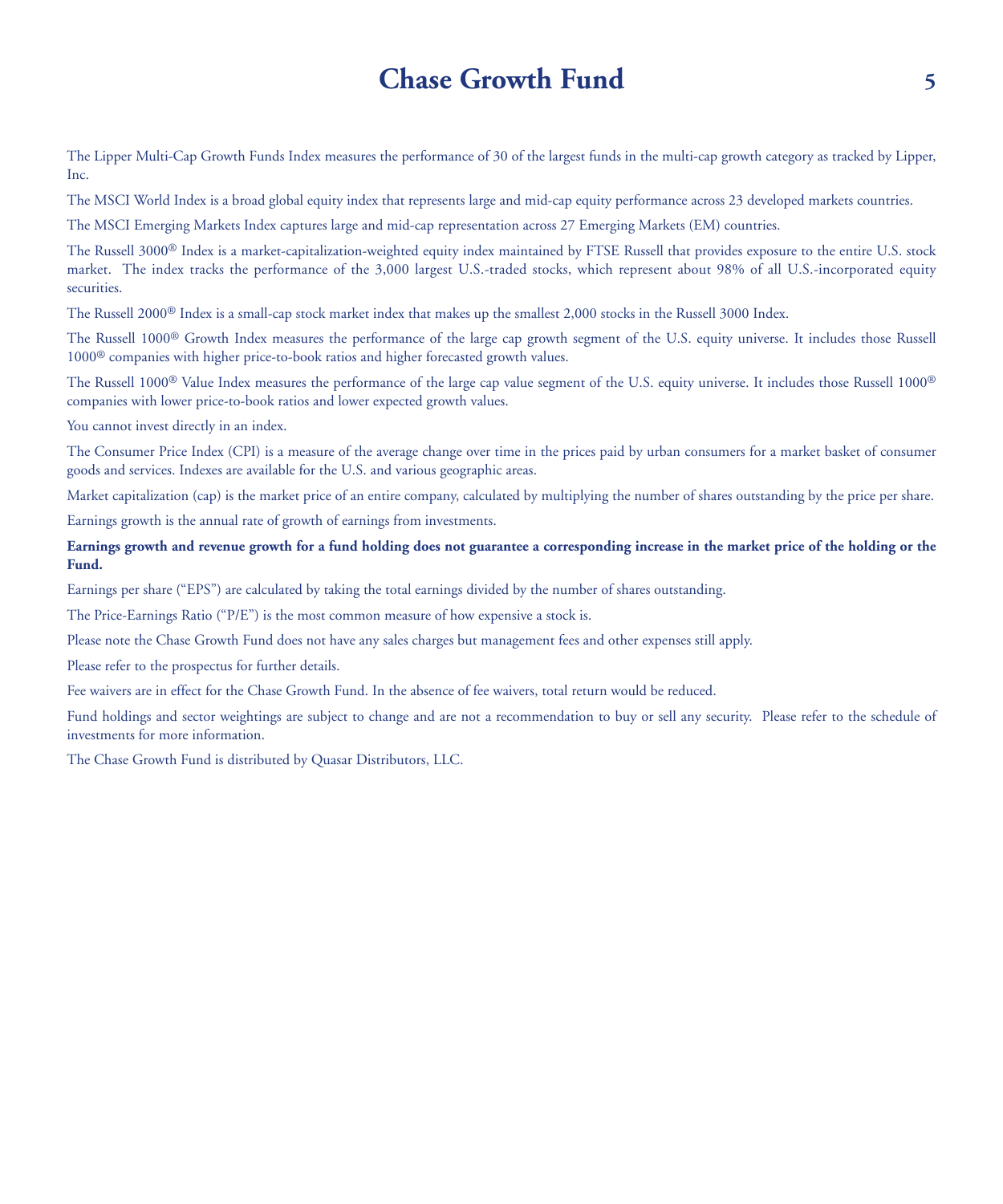The Lipper Multi-Cap Growth Funds Index measures the performance of 30 of the largest funds in the multi-cap growth category as tracked by Lipper, Inc.

The MSCI World Index is a broad global equity index that represents large and mid-cap equity performance across 23 developed markets countries.

The MSCI Emerging Markets Index captures large and mid-cap representation across 27 Emerging Markets (EM) countries.

The Russell 3000® Index is a market-capitalization-weighted equity index maintained by FTSE Russell that provides exposure to the entire U.S. stock market. The index tracks the performance of the 3,000 largest U.S.-traded stocks, which represent about 98% of all U.S.-incorporated equity securities.

The Russell 2000® Index is a small-cap stock market index that makes up the smallest 2,000 stocks in the Russell 3000 Index.

The Russell 1000® Growth Index measures the performance of the large cap growth segment of the U.S. equity universe. It includes those Russell 1000® companies with higher price-to-book ratios and higher forecasted growth values.

The Russell 1000® Value Index measures the performance of the large cap value segment of the U.S. equity universe. It includes those Russell 1000® companies with lower price-to-book ratios and lower expected growth values.

You cannot invest directly in an index.

The Consumer Price Index (CPI) is a measure of the average change over time in the prices paid by urban consumers for a market basket of consumer goods and services. Indexes are available for the U.S. and various geographic areas.

Market capitalization (cap) is the market price of an entire company, calculated by multiplying the number of shares outstanding by the price per share.

Earnings growth is the annual rate of growth of earnings from investments.

**Earnings growth and revenue growth for a fund holding does not guarantee a corresponding increase in the market price of the holding or the Fund.**

Earnings per share ("EPS") are calculated by taking the total earnings divided by the number of shares outstanding.

The Price-Earnings Ratio ("P/E") is the most common measure of how expensive a stock is.

Please note the Chase Growth Fund does not have any sales charges but management fees and other expenses still apply.

Please refer to the prospectus for further details.

Fee waivers are in effect for the Chase Growth Fund. In the absence of fee waivers, total return would be reduced.

Fund holdings and sector weightings are subject to change and are not a recommendation to buy or sell any security. Please refer to the schedule of investments for more information.

The Chase Growth Fund is distributed by Quasar Distributors, LLC.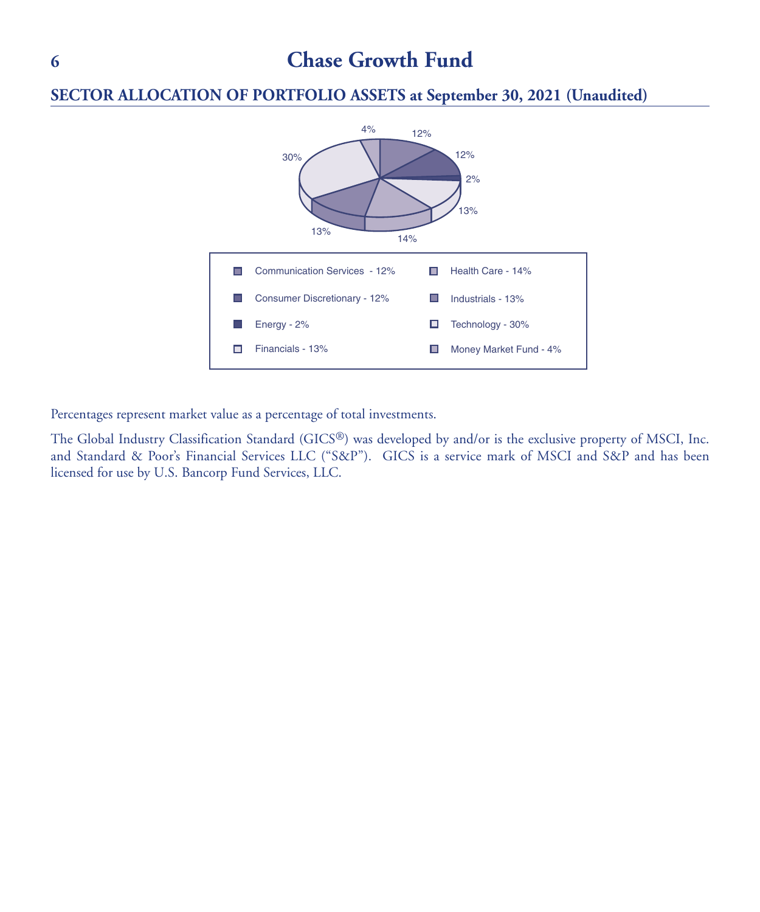# Chase Growth Fund

## SECTOR ALLOCATION OF PORTFOLIO ASSETS at September 30, 2021 (Unaudited)

| | |
|---|---|
| Communication Services - 12% | Health Care - 14% |
| Consumer Discretionary - 12% | Industrials - 13% |
| Energy - 2% | Technology - 30% |
| Financials - 13% | Money Market Fund - 4% |

Percentages represent market value as a percentage of total investments.

The Global Industry Classification Standard (GICS®) was developed by and/or is the exclusive property of MSCI, Inc. and Standard & Poor's Financial Services LLC ("S&P"). GICS is a service mark of MSCI and S&P and has been licensed for use by U.S. Bancorp Fund Services, LLC.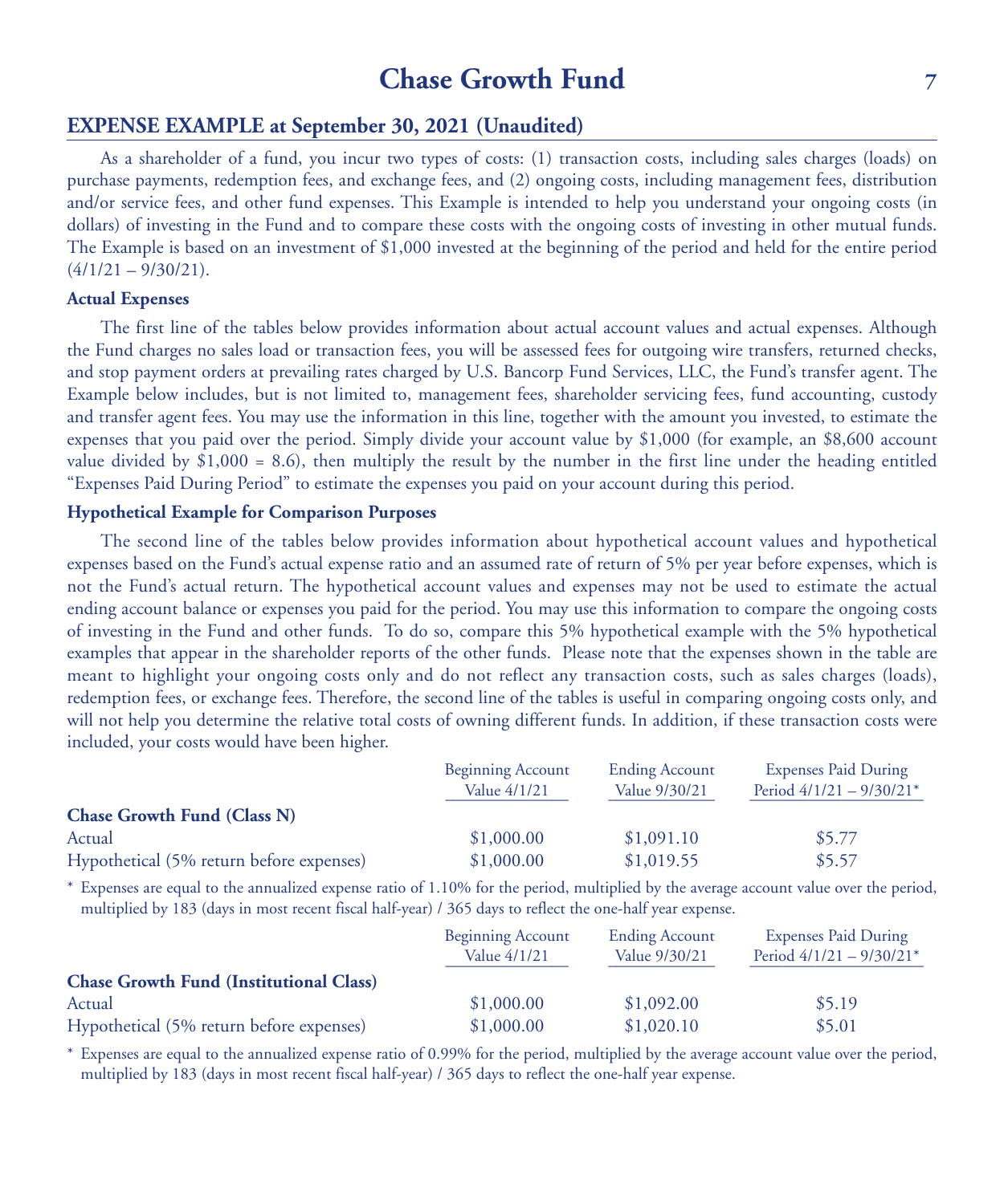# Chase Growth Fund

## EXPENSE EXAMPLE at September 30, 2021 (Unaudited)

As a shareholder of a fund, you incur two types of costs: (1) transaction costs, including sales charges (loads) on purchase payments, redemption fees, and exchange fees, and (2) ongoing costs, including management fees, distribution and/or service fees, and other fund expenses. This Example is intended to help you understand your ongoing costs (in dollars) of investing in the Fund and to compare these costs with the ongoing costs of investing in other mutual funds. The Example is based on an investment of $1,000 invested at the beginning of the period and held for the entire period (4/1/21 – 9/30/21).

**Actual Expenses**

The first line of the tables below provides information about actual account values and actual expenses. Although the Fund charges no sales load or transaction fees, you will be assessed fees for outgoing wire transfers, returned checks, and stop payment orders at prevailing rates charged by U.S. Bancorp Fund Services, LLC, the Fund's transfer agent. The Example below includes, but is not limited to, management fees, shareholder servicing fees, fund accounting, custody and transfer agent fees. You may use the information in this line, together with the amount you invested, to estimate the expenses that you paid over the period. Simply divide your account value by $1,000 (for example, an $8,600 account value divided by $1,000 = 8.6), then multiply the result by the number in the first line under the heading entitled "Expenses Paid During Period" to estimate the expenses you paid on your account during this period.

**Hypothetical Example for Comparison Purposes**

The second line of the tables below provides information about hypothetical account values and hypothetical expenses based on the Fund's actual expense ratio and an assumed rate of return of 5% per year before expenses, which is not the Fund's actual return. The hypothetical account values and expenses may not be used to estimate the actual ending account balance or expenses you paid for the period. You may use this information to compare the ongoing costs of investing in the Fund and other funds. To do so, compare this 5% hypothetical example with the 5% hypothetical examples that appear in the shareholder reports of the other funds. Please note that the expenses shown in the table are meant to highlight your ongoing costs only and do not reflect any transaction costs, such as sales charges (loads), redemption fees, or exchange fees. Therefore, the second line of the tables is useful in comparing ongoing costs only, and will not help you determine the relative total costs of owning different funds. In addition, if these transaction costs were included, your costs would have been higher.

| | Beginning Account Value 4/1/21 | Ending Account Value 9/30/21 | Expenses Paid During Period 4/1/21 – 9/30/21* |
|---|---|---|---|
| **Chase Growth Fund (Class N)** | | | |
| Actual | $1,000.00 | $1,091.10 | $5.77 |
| Hypothetical (5% return before expenses) | $1,000.00 | $1,019.55 | $5.57 |

\* Expenses are equal to the annualized expense ratio of 1.10% for the period, multiplied by the average account value over the period, multiplied by 183 (days in most recent fiscal half-year) / 365 days to reflect the one-half year expense.

| | Beginning Account Value 4/1/21 | Ending Account Value 9/30/21 | Expenses Paid During Period 4/1/21 – 9/30/21* |
|---|---|---|---|
| **Chase Growth Fund (Institutional Class)** | | | |
| Actual | $1,000.00 | $1,092.00 | $5.19 |
| Hypothetical (5% return before expenses) | $1,000.00 | $1,020.10 | $5.01 |

\* Expenses are equal to the annualized expense ratio of 0.99% for the period, multiplied by the average account value over the period, multiplied by 183 (days in most recent fiscal half-year) / 365 days to reflect the one-half year expense.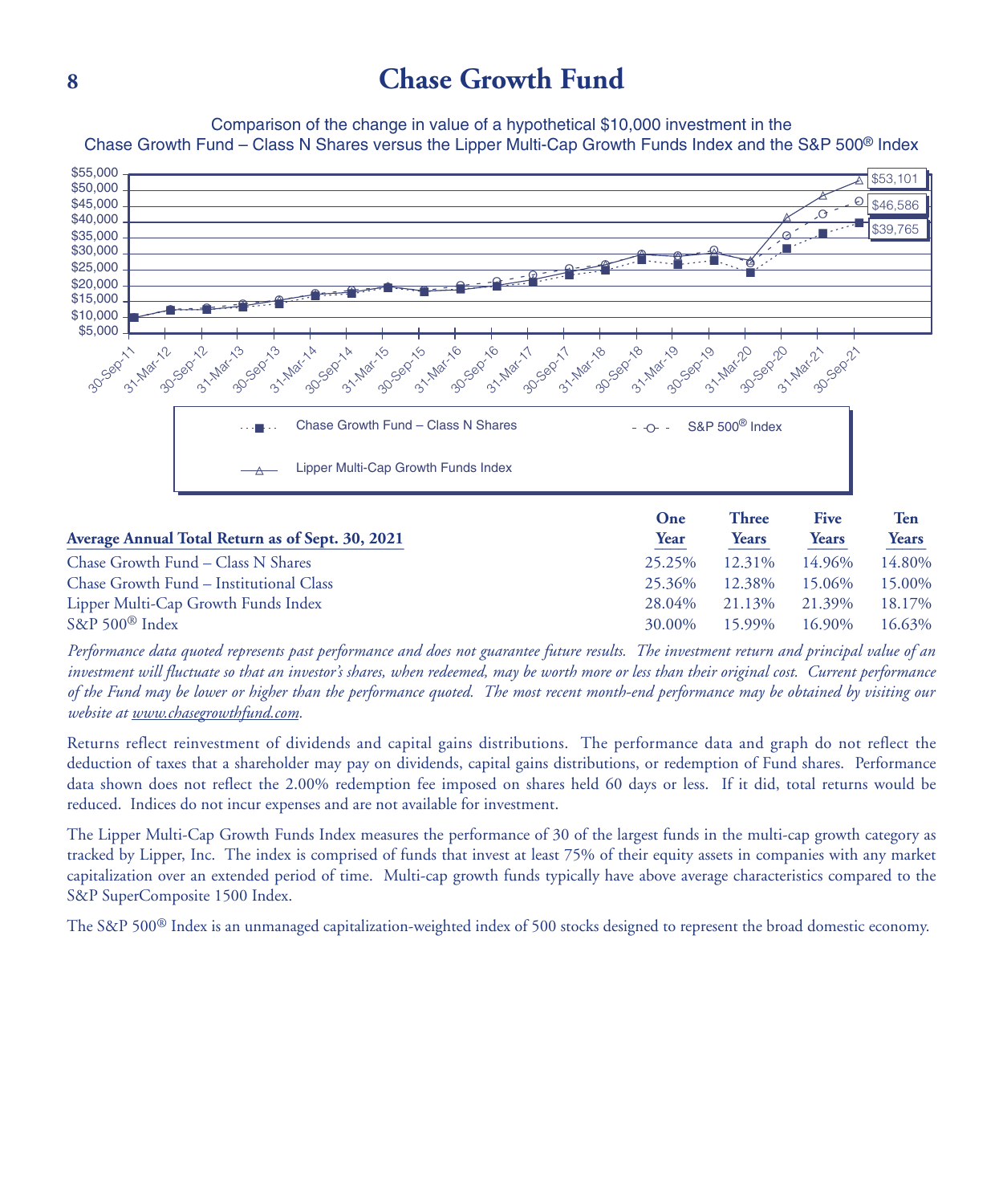# Chase Growth Fund

Comparison of the change in value of a hypothetical $10,000 investment in the Chase Growth Fund – Class N Shares versus the Lipper Multi-Cap Growth Funds Index and the S&P 500® Index

| Average Annual Total Return as of Sept. 30, 2021 | One Year | Three Years | Five Years | Ten Years |
|---|---|---|---|---|
| Chase Growth Fund – Class N Shares | 25.25% | 12.31% | 14.96% | 14.80% |
| Chase Growth Fund – Institutional Class | 25.36% | 12.38% | 15.06% | 15.00% |
| Lipper Multi-Cap Growth Funds Index | 28.04% | 21.13% | 21.39% | 18.17% |
| S&P 500® Index | 30.00% | 15.99% | 16.90% | 16.63% |

*Performance data quoted represents past performance and does not guarantee future results. The investment return and principal value of an investment will fluctuate so that an investor's shares, when redeemed, may be worth more or less than their original cost. Current performance of the Fund may be lower or higher than the performance quoted. The most recent month-end performance may be obtained by visiting our website at www.chasegrowthfund.com.*

Returns reflect reinvestment of dividends and capital gains distributions. The performance data and graph do not reflect the deduction of taxes that a shareholder may pay on dividends, capital gains distributions, or redemption of Fund shares. Performance data shown does not reflect the 2.00% redemption fee imposed on shares held 60 days or less. If it did, total returns would be reduced. Indices do not incur expenses and are not available for investment.

The Lipper Multi-Cap Growth Funds Index measures the performance of 30 of the largest funds in the multi-cap growth category as tracked by Lipper, Inc. The index is comprised of funds that invest at least 75% of their equity assets in companies with any market capitalization over an extended period of time. Multi-cap growth funds typically have above average characteristics compared to the S&P SuperComposite 1500 Index.

The S&P 500® Index is an unmanaged capitalization-weighted index of 500 stocks designed to represent the broad domestic economy.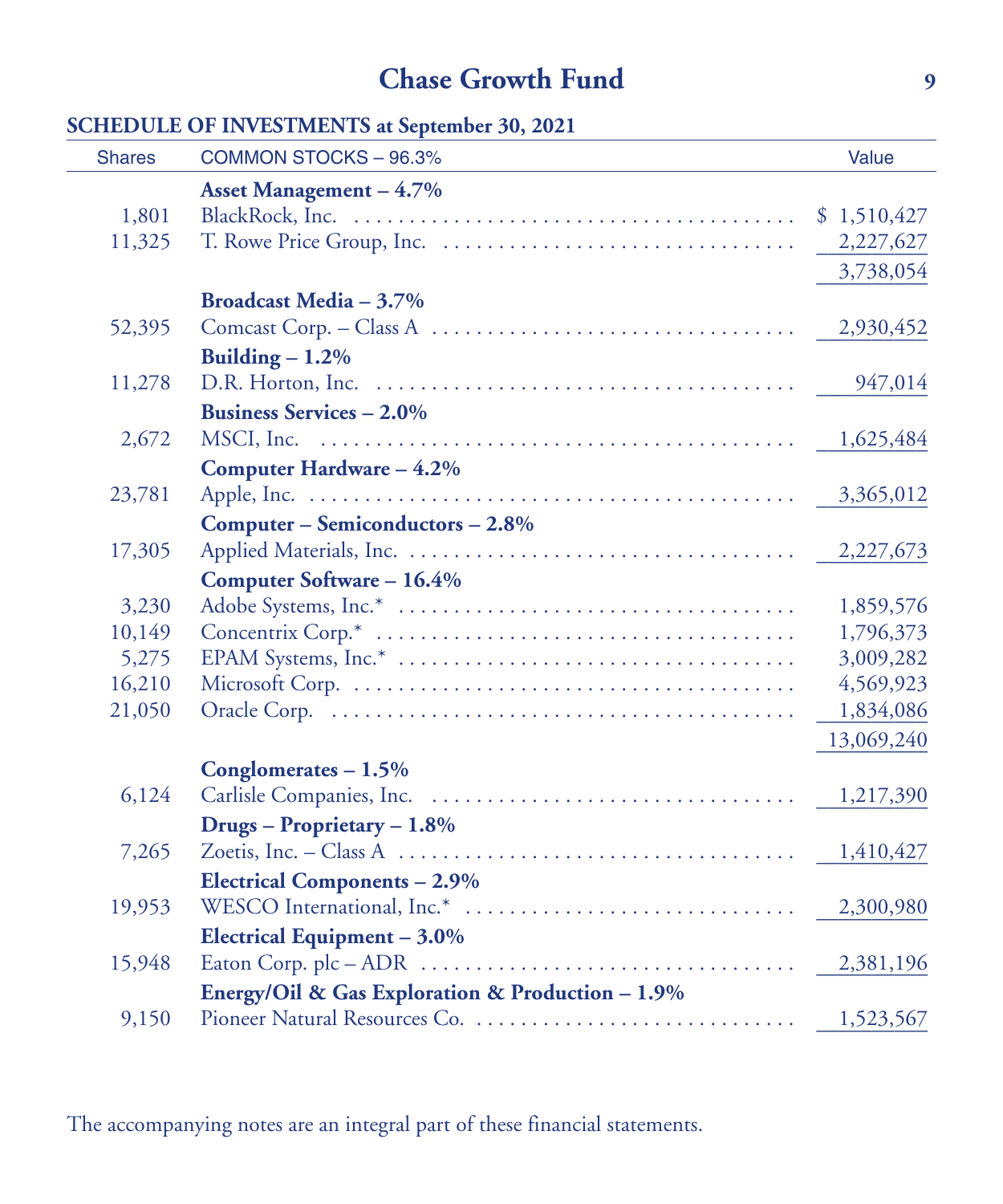## Chase Growth Fund

**SCHEDULE OF INVESTMENTS at September 30, 2021**

| Shares | COMMON STOCKS – 96.3% | Value |
|---|---|---|
| | **Asset Management – 4.7%** | |
| 1,801 | BlackRock, Inc. | $ 1,510,427 |
| 11,325 | T. Rowe Price Group, Inc. | 2,227,627 |
| | | 3,738,054 |
| | **Broadcast Media – 3.7%** | |
| 52,395 | Comcast Corp. – Class A | 2,930,452 |
| | **Building – 1.2%** | |
| 11,278 | D.R. Horton, Inc. | 947,014 |
| | **Business Services – 2.0%** | |
| 2,672 | MSCI, Inc. | 1,625,484 |
| | **Computer Hardware – 4.2%** | |
| 23,781 | Apple, Inc. | 3,365,012 |
| | **Computer – Semiconductors – 2.8%** | |
| 17,305 | Applied Materials, Inc. | 2,227,673 |
| | **Computer Software – 16.4%** | |
| 3,230 | Adobe Systems, Inc.* | 1,859,576 |
| 10,149 | Concentrix Corp.* | 1,796,373 |
| 5,275 | EPAM Systems, Inc.* | 3,009,282 |
| 16,210 | Microsoft Corp. | 4,569,923 |
| 21,050 | Oracle Corp. | 1,834,086 |
| | | 13,069,240 |
| | **Conglomerates – 1.5%** | |
| 6,124 | Carlisle Companies, Inc. | 1,217,390 |
| | **Drugs – Proprietary – 1.8%** | |
| 7,265 | Zoetis, Inc. – Class A | 1,410,427 |
| | **Electrical Components – 2.9%** | |
| 19,953 | WESCO International, Inc.* | 2,300,980 |
| | **Electrical Equipment – 3.0%** | |
| 15,948 | Eaton Corp. plc – ADR | 2,381,196 |
| | **Energy/Oil & Gas Exploration & Production – 1.9%** | |
| 9,150 | Pioneer Natural Resources Co. | 1,523,567 |

The accompanying notes are an integral part of these financial statements.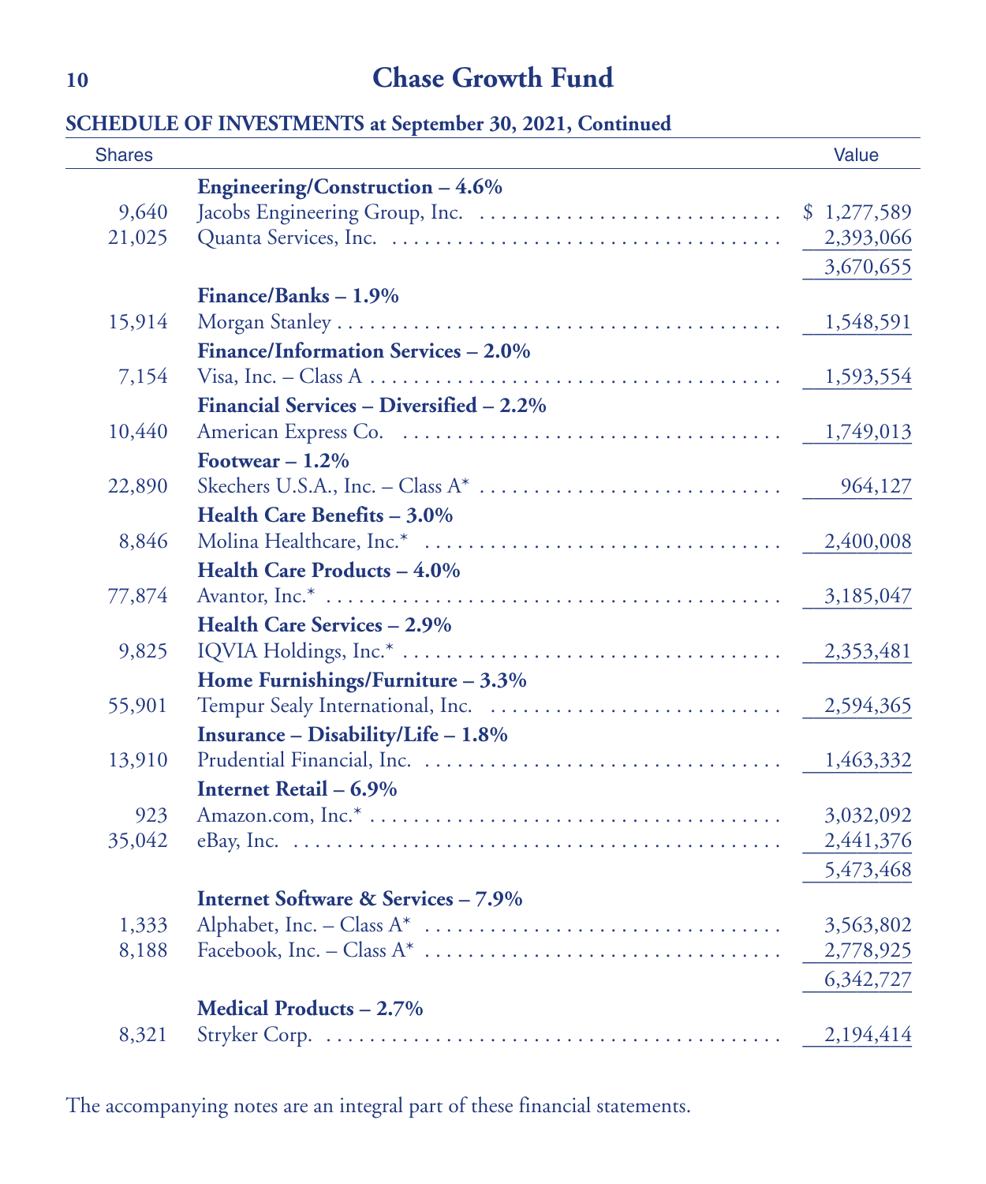## Chase Growth Fund

**SCHEDULE OF INVESTMENTS at September 30, 2021, Continued**

| Shares | | Value |
|---|---|---|
| | **Engineering/Construction – 4.6%** | |
| 9,640 | Jacobs Engineering Group, Inc. | $ 1,277,589 |
| 21,025 | Quanta Services, Inc. | 2,393,066 |
| | | 3,670,655 |
| | **Finance/Banks – 1.9%** | |
| 15,914 | Morgan Stanley | 1,548,591 |
| | **Finance/Information Services – 2.0%** | |
| 7,154 | Visa, Inc. – Class A | 1,593,554 |
| | **Financial Services – Diversified – 2.2%** | |
| 10,440 | American Express Co. | 1,749,013 |
| | **Footwear – 1.2%** | |
| 22,890 | Skechers U.S.A., Inc. – Class A* | 964,127 |
| | **Health Care Benefits – 3.0%** | |
| 8,846 | Molina Healthcare, Inc.* | 2,400,008 |
| | **Health Care Products – 4.0%** | |
| 77,874 | Avantor, Inc.* | 3,185,047 |
| | **Health Care Services – 2.9%** | |
| 9,825 | IQVIA Holdings, Inc.* | 2,353,481 |
| | **Home Furnishings/Furniture – 3.3%** | |
| 55,901 | Tempur Sealy International, Inc. | 2,594,365 |
| | **Insurance – Disability/Life – 1.8%** | |
| 13,910 | Prudential Financial, Inc. | 1,463,332 |
| | **Internet Retail – 6.9%** | |
| 923 | Amazon.com, Inc.* | 3,032,092 |
| 35,042 | eBay, Inc. | 2,441,376 |
| | | 5,473,468 |
| | **Internet Software & Services – 7.9%** | |
| 1,333 | Alphabet, Inc. – Class A* | 3,563,802 |
| 8,188 | Facebook, Inc. – Class A* | 2,778,925 |
| | | 6,342,727 |
| | **Medical Products – 2.7%** | |
| 8,321 | Stryker Corp. | 2,194,414 |

The accompanying notes are an integral part of these financial statements.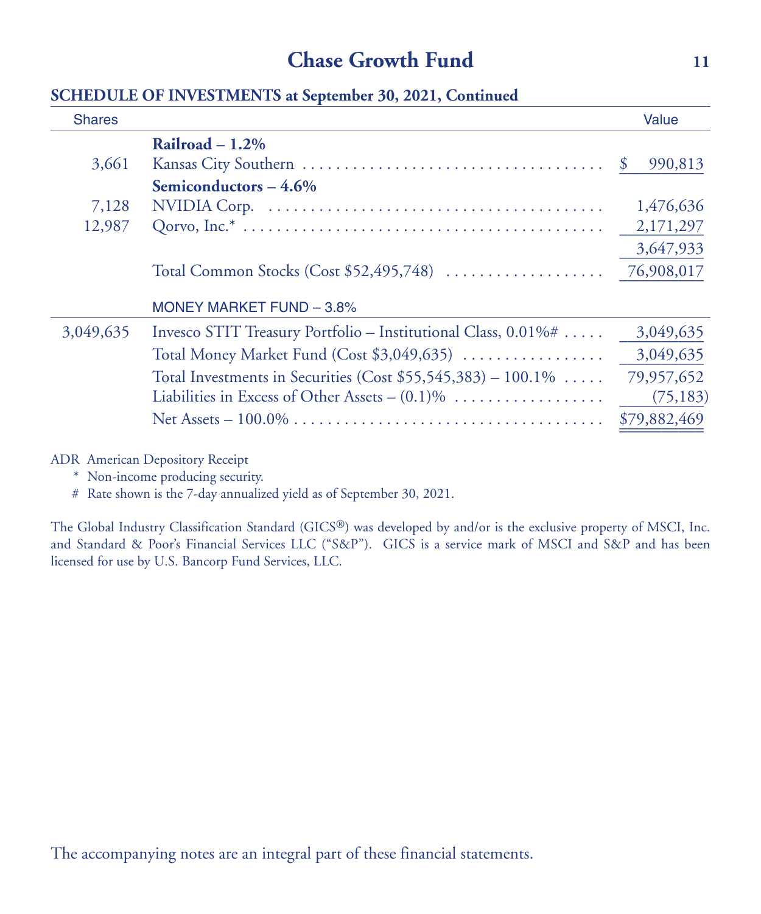## Chase Growth Fund

**SCHEDULE OF INVESTMENTS at September 30, 2021, Continued**

| Shares | | Value |
|---|---|---|
| | **Railroad – 1.2%** | |
| 3,661 | Kansas City Southern | $ 990,813 |
| | **Semiconductors – 4.6%** | |
| 7,128 | NVIDIA Corp. | 1,476,636 |
| 12,987 | Qorvo, Inc.* | 2,171,297 |
| | | 3,647,933 |
| | Total Common Stocks (Cost $52,495,748) | 76,908,017 |
| | MONEY MARKET FUND – 3.8% | |
| 3,049,635 | Invesco STIT Treasury Portfolio – Institutional Class, 0.01%# | 3,049,635 |
| | Total Money Market Fund (Cost $3,049,635) | 3,049,635 |
| | Total Investments in Securities (Cost $55,545,383) – 100.1% | 79,957,652 |
| | Liabilities in Excess of Other Assets – (0.1)% | (75,183) |
| | Net Assets – 100.0% | $79,882,469 |

ADR American Depository Receipt
\* Non-income producing security.
\# Rate shown is the 7-day annualized yield as of September 30, 2021.

The Global Industry Classification Standard (GICS®) was developed by and/or is the exclusive property of MSCI, Inc. and Standard & Poor's Financial Services LLC ("S&P"). GICS is a service mark of MSCI and S&P and has been licensed for use by U.S. Bancorp Fund Services, LLC.

The accompanying notes are an integral part of these financial statements.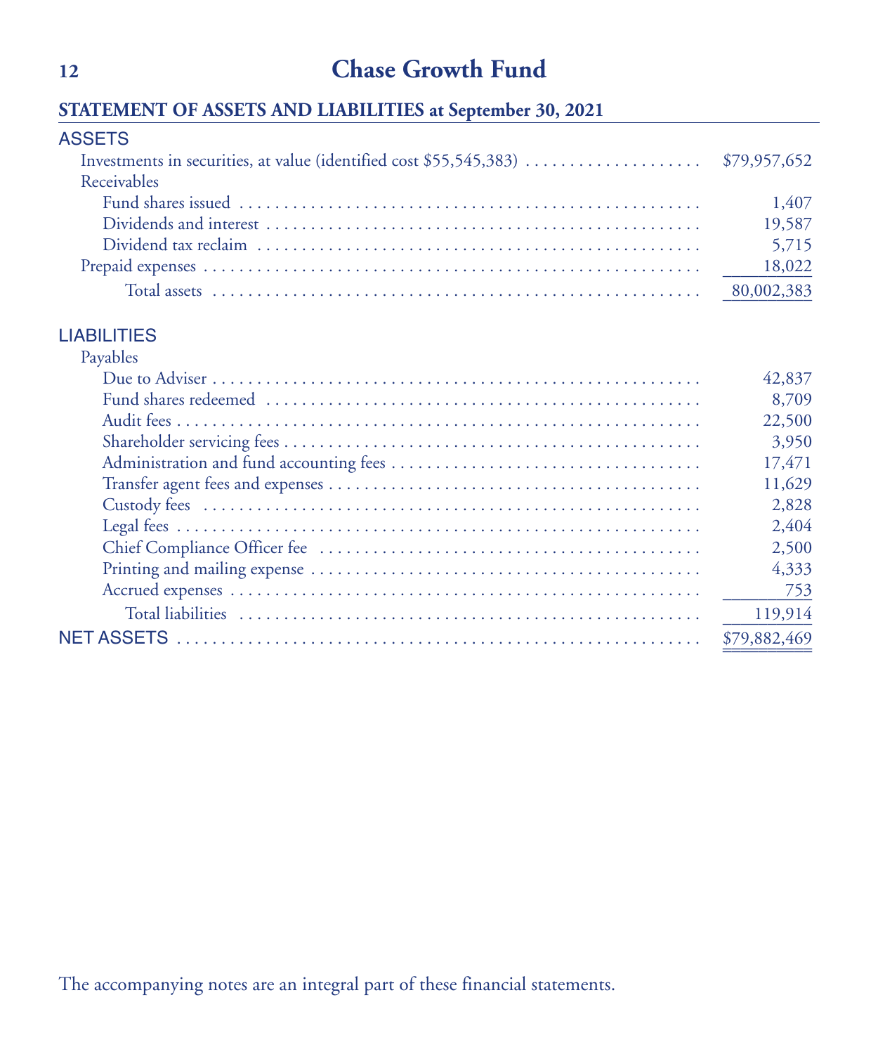# Chase Growth Fund

## STATEMENT OF ASSETS AND LIABILITIES at September 30, 2021

| | |
|---|---|
| **ASSETS** | |
| Investments in securities, at value (identified cost $55,545,383) | $79,957,652 |
| Receivables | |
| Fund shares issued | 1,407 |
| Dividends and interest | 19,587 |
| Dividend tax reclaim | 5,715 |
| Prepaid expenses | 18,022 |
| Total assets | 80,002,383 |
| **LIABILITIES** | |
| Payables | |
| Due to Adviser | 42,837 |
| Fund shares redeemed | 8,709 |
| Audit fees | 22,500 |
| Shareholder servicing fees | 3,950 |
| Administration and fund accounting fees | 17,471 |
| Transfer agent fees and expenses | 11,629 |
| Custody fees | 2,828 |
| Legal fees | 2,404 |
| Chief Compliance Officer fee | 2,500 |
| Printing and mailing expense | 4,333 |
| Accrued expenses | 753 |
| Total liabilities | 119,914 |
| **NET ASSETS** | $79,882,469 |

The accompanying notes are an integral part of these financial statements.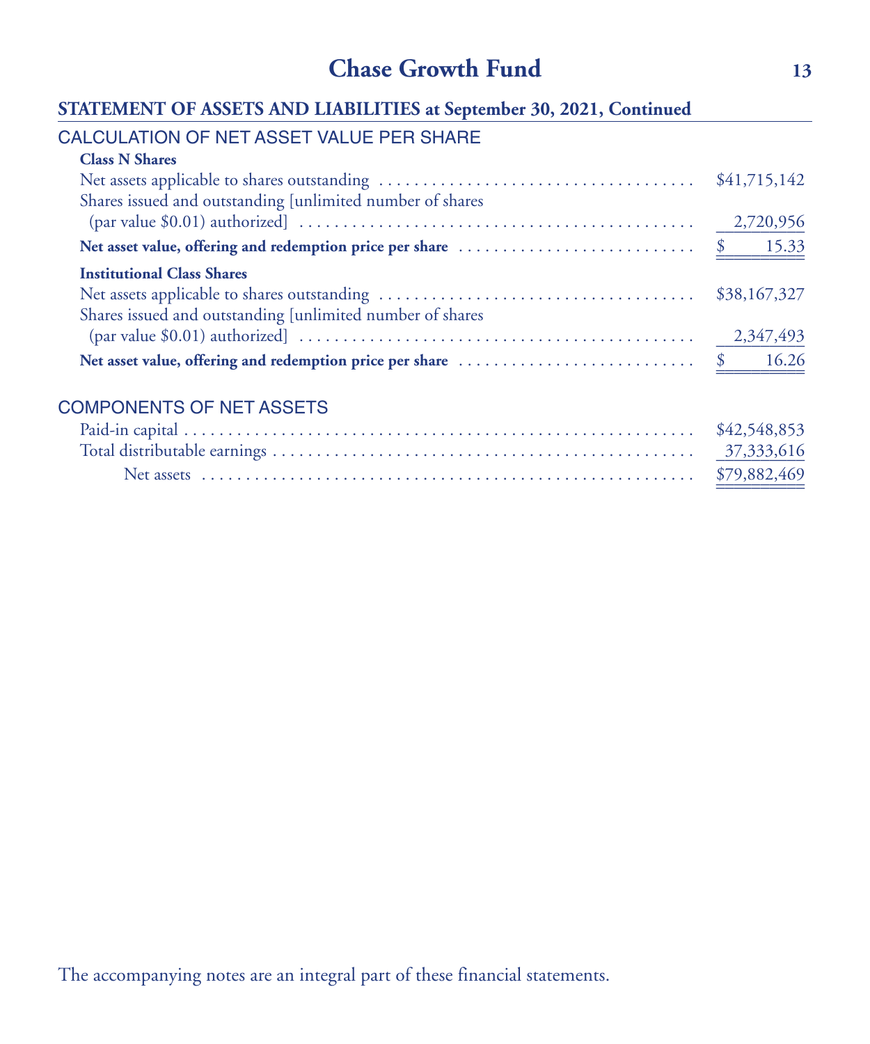## Chase Growth Fund

### STATEMENT OF ASSETS AND LIABILITIES at September 30, 2021, Continued

#### CALCULATION OF NET ASSET VALUE PER SHARE

| | |
|---|---|
| **Class N Shares** | |
| Net assets applicable to shares outstanding | $41,715,142 |
| Shares issued and outstanding [unlimited number of shares (par value $0.01) authorized] | 2,720,956 |
| **Net asset value, offering and redemption price per share** | $ 15.33 |
| **Institutional Class Shares** | |
| Net assets applicable to shares outstanding | $38,167,327 |
| Shares issued and outstanding [unlimited number of shares (par value $0.01) authorized] | 2,347,493 |
| **Net asset value, offering and redemption price per share** | $ 16.26 |

#### COMPONENTS OF NET ASSETS

| | |
|---|---|
| Paid-in capital | $42,548,853 |
| Total distributable earnings | 37,333,616 |
| Net assets | $79,882,469 |

The accompanying notes are an integral part of these financial statements.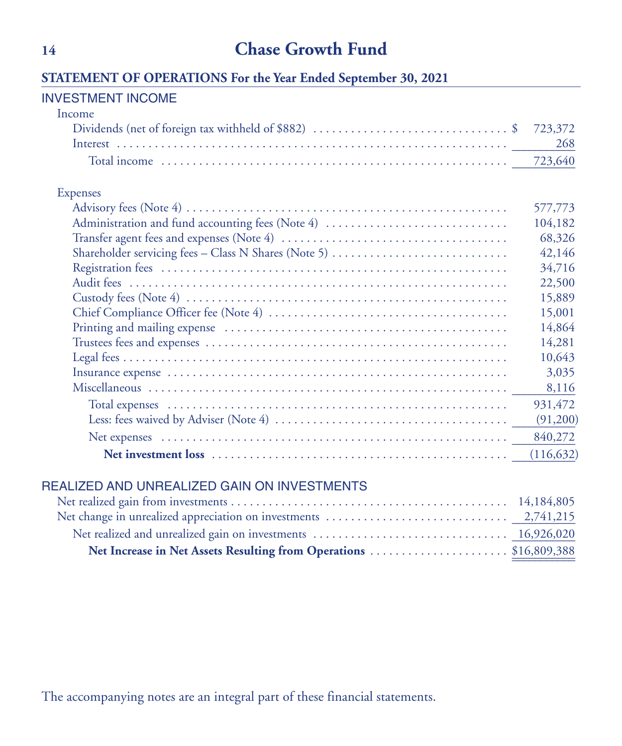# Chase Growth Fund

## STATEMENT OF OPERATIONS For the Year Ended September 30, 2021

| | |
|---|---|
| **INVESTMENT INCOME** | |
| Income | |
| Dividends (net of foreign tax withheld of $882) | $ 723,372 |
| Interest | 268 |
| Total income | 723,640 |
| Expenses | |
| Advisory fees (Note 4) | 577,773 |
| Administration and fund accounting fees (Note 4) | 104,182 |
| Transfer agent fees and expenses (Note 4) | 68,326 |
| Shareholder servicing fees – Class N Shares (Note 5) | 42,146 |
| Registration fees | 34,716 |
| Audit fees | 22,500 |
| Custody fees (Note 4) | 15,889 |
| Chief Compliance Officer fee (Note 4) | 15,001 |
| Printing and mailing expense | 14,864 |
| Trustees fees and expenses | 14,281 |
| Legal fees | 10,643 |
| Insurance expense | 3,035 |
| Miscellaneous | 8,116 |
| Total expenses | 931,472 |
| Less: fees waived by Adviser (Note 4) | (91,200) |
| Net expenses | 840,272 |
| **Net investment loss** | **(116,632)** |
| **REALIZED AND UNREALIZED GAIN ON INVESTMENTS** | |
| Net realized gain from investments | 14,184,805 |
| Net change in unrealized appreciation on investments | 2,741,215 |
| Net realized and unrealized gain on investments | 16,926,020 |
| **Net Increase in Net Assets Resulting from Operations** | **$16,809,388** |

The accompanying notes are an integral part of these financial statements.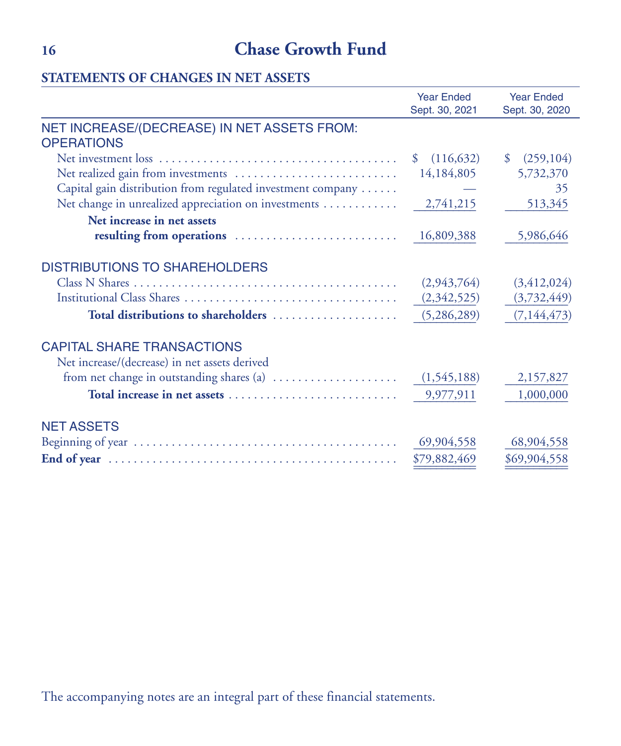# Chase Growth Fund

## STATEMENTS OF CHANGES IN NET ASSETS

| | Year Ended Sept. 30, 2021 | Year Ended Sept. 30, 2020 |
|---|---|---|
| **NET INCREASE/(DECREASE) IN NET ASSETS FROM:** | | |
| **OPERATIONS** | | |
| Net investment loss | $ (116,632) | $ (259,104) |
| Net realized gain from investments | 14,184,805 | 5,732,370 |
| Capital gain distribution from regulated investment company | — | 35 |
| Net change in unrealized appreciation on investments | 2,741,215 | 513,345 |
| **Net increase in net assets resulting from operations** | 16,809,388 | 5,986,646 |
| **DISTRIBUTIONS TO SHAREHOLDERS** | | |
| Class N Shares | (2,943,764) | (3,412,024) |
| Institutional Class Shares | (2,342,525) | (3,732,449) |
| **Total distributions to shareholders** | (5,286,289) | (7,144,473) |
| **CAPITAL SHARE TRANSACTIONS** | | |
| Net increase/(decrease) in net assets derived from net change in outstanding shares (a) | (1,545,188) | 2,157,827 |
| **Total increase in net assets** | 9,977,911 | 1,000,000 |
| **NET ASSETS** | | |
| Beginning of year | 69,904,558 | 68,904,558 |
| **End of year** | $79,882,469 | $69,904,558 |

The accompanying notes are an integral part of these financial statements.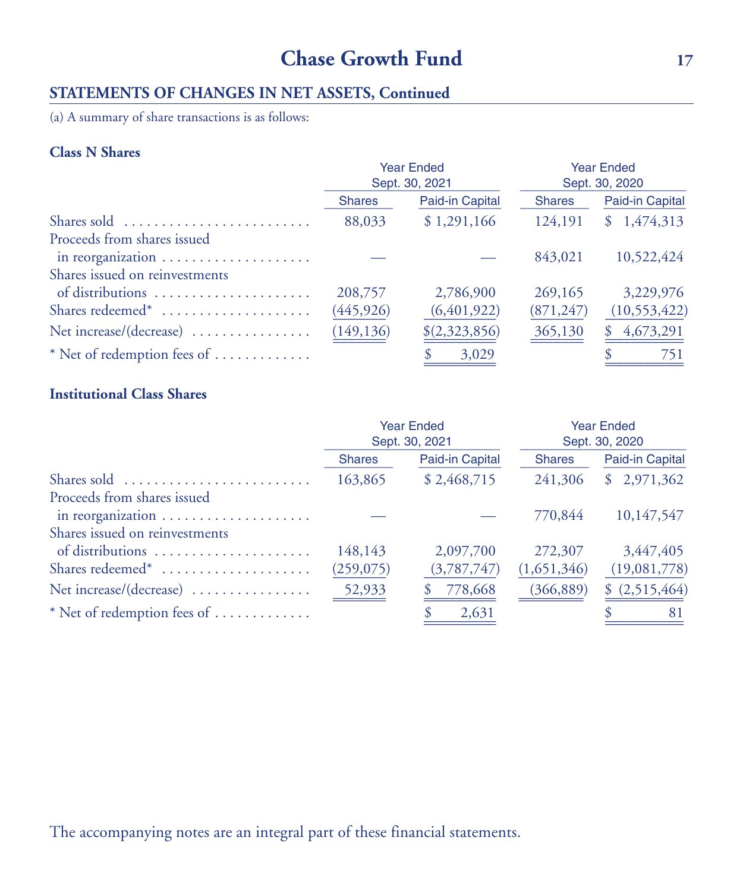## STATEMENTS OF CHANGES IN NET ASSETS, Continued

(a) A summary of share transactions is as follows:

### Class N Shares

| | Year Ended Sept. 30, 2021 | | Year Ended Sept. 30, 2020 | |
|---|---|---|---|---|
| | Shares | Paid-in Capital | Shares | Paid-in Capital |
| Shares sold | 88,033 | $ 1,291,166 | 124,191 | $ 1,474,313 |
| Proceeds from shares issued in reorganization | — | — | 843,021 | 10,522,424 |
| Shares issued on reinvestments of distributions | 208,757 | 2,786,900 | 269,165 | 3,229,976 |
| Shares redeemed* | (445,926) | (6,401,922) | (871,247) | (10,553,422) |
| Net increase/(decrease) | (149,136) | $(2,323,856) | 365,130 | $ 4,673,291 |
| * Net of redemption fees of | | $ 3,029 | | $ 751 |

### Institutional Class Shares

| | Year Ended Sept. 30, 2021 | | Year Ended Sept. 30, 2020 | |
|---|---|---|---|---|
| | Shares | Paid-in Capital | Shares | Paid-in Capital |
| Shares sold | 163,865 | $ 2,468,715 | 241,306 | $ 2,971,362 |
| Proceeds from shares issued in reorganization | — | — | 770,844 | 10,147,547 |
| Shares issued on reinvestments of distributions | 148,143 | 2,097,700 | 272,307 | 3,447,405 |
| Shares redeemed* | (259,075) | (3,787,747) | (1,651,346) | (19,081,778) |
| Net increase/(decrease) | 52,933 | $ 778,668 | (366,889) | $ (2,515,464) |
| * Net of redemption fees of | | $ 2,631 | | $ 81 |

The accompanying notes are an integral part of these financial statements.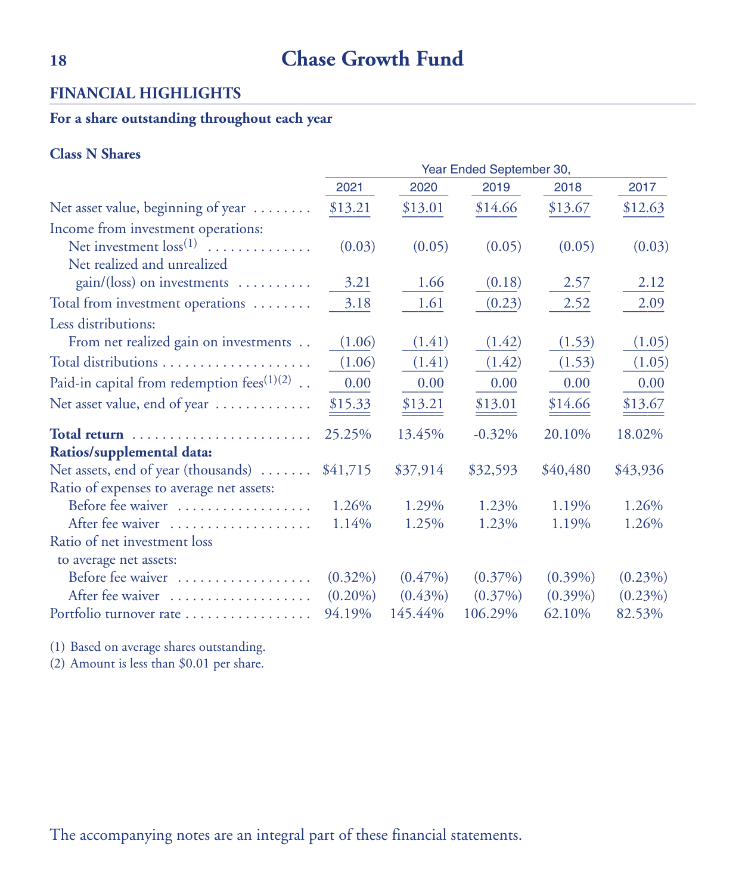# Chase Growth Fund

## FINANCIAL HIGHLIGHTS

**For a share outstanding throughout each year**

**Class N Shares**

| | Year Ended September 30, | | | | |
|---|---|---|---|---|---|
| | 2021 | 2020 | 2019 | 2018 | 2017 |
| Net asset value, beginning of year | $13.21 | $13.01 | $14.66 | $13.67 | $12.63 |
| Income from investment operations: | | | | | |
| Net investment loss[1] | (0.03) | (0.05) | (0.05) | (0.05) | (0.03) |
| Net realized and unrealized gain/(loss) on investments | 3.21 | 1.66 | (0.18) | 2.57 | 2.12 |
| Total from investment operations | 3.18 | 1.61 | (0.23) | 2.52 | 2.09 |
| Less distributions: | | | | | |
| From net realized gain on investments | (1.06) | (1.41) | (1.42) | (1.53) | (1.05) |
| Total distributions | (1.06) | (1.41) | (1.42) | (1.53) | (1.05) |
| Paid-in capital from redemption fees[1][2] | 0.00 | 0.00 | 0.00 | 0.00 | 0.00 |
| Net asset value, end of year | $15.33 | $13.21 | $13.01 | $14.66 | $13.67 |
| **Total return** | 25.25% | 13.45% | -0.32% | 20.10% | 18.02% |
| **Ratios/supplemental data:** | | | | | |
| Net assets, end of year (thousands) | $41,715 | $37,914 | $32,593 | $40,480 | $43,936 |
| Ratio of expenses to average net assets: | | | | | |
| Before fee waiver | 1.26% | 1.29% | 1.23% | 1.19% | 1.26% |
| After fee waiver | 1.14% | 1.25% | 1.23% | 1.19% | 1.26% |
| Ratio of net investment loss to average net assets: | | | | | |
| Before fee waiver | (0.32%) | (0.47%) | (0.37%) | (0.39%) | (0.23%) |
| After fee waiver | (0.20%) | (0.43%) | (0.37%) | (0.39%) | (0.23%) |
| Portfolio turnover rate | 94.19% | 145.44% | 106.29% | 62.10% | 82.53% |

(1) Based on average shares outstanding.
(2) Amount is less than $0.01 per share.

The accompanying notes are an integral part of these financial statements.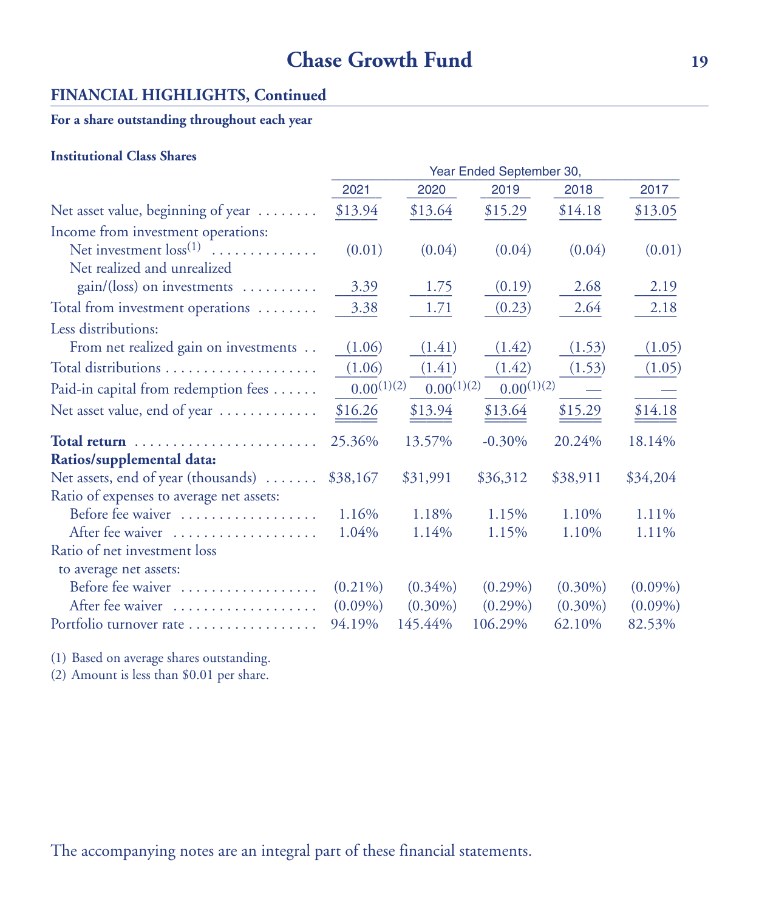# Chase Growth Fund

## FINANCIAL HIGHLIGHTS, Continued

**For a share outstanding throughout each year**

**Institutional Class Shares**

| | Year Ended September 30, | | | | |
|---|---|---|---|---|---|
| | 2021 | 2020 | 2019 | 2018 | 2017 |
| Net asset value, beginning of year | $13.94 | $13.64 | $15.29 | $14.18 | $13.05 |
| Income from investment operations: | | | | | |
| Net investment loss[1] | (0.01) | (0.04) | (0.04) | (0.04) | (0.01) |
| Net realized and unrealized gain/(loss) on investments | 3.39 | 1.75 | (0.19) | 2.68 | 2.19 |
| Total from investment operations | 3.38 | 1.71 | (0.23) | 2.64 | 2.18 |
| Less distributions: | | | | | |
| From net realized gain on investments | (1.06) | (1.41) | (1.42) | (1.53) | (1.05) |
| Total distributions | (1.06) | (1.41) | (1.42) | (1.53) | (1.05) |
| Paid-in capital from redemption fees | 0.00[1][2] | 0.00[1][2] | 0.00[1][2] | — | — |
| Net asset value, end of year | $16.26 | $13.94 | $13.64 | $15.29 | $14.18 |
| **Total return** | 25.36% | 13.57% | -0.30% | 20.24% | 18.14% |
| **Ratios/supplemental data:** | | | | | |
| Net assets, end of year (thousands) | $38,167 | $31,991 | $36,312 | $38,911 | $34,204 |
| Ratio of expenses to average net assets: | | | | | |
| Before fee waiver | 1.16% | 1.18% | 1.15% | 1.10% | 1.11% |
| After fee waiver | 1.04% | 1.14% | 1.15% | 1.10% | 1.11% |
| Ratio of net investment loss to average net assets: | | | | | |
| Before fee waiver | (0.21%) | (0.34%) | (0.29%) | (0.30%) | (0.09%) |
| After fee waiver | (0.09%) | (0.30%) | (0.29%) | (0.30%) | (0.09%) |
| Portfolio turnover rate | 94.19% | 145.44% | 106.29% | 62.10% | 82.53% |

(1) Based on average shares outstanding.
(2) Amount is less than $0.01 per share.

The accompanying notes are an integral part of these financial statements.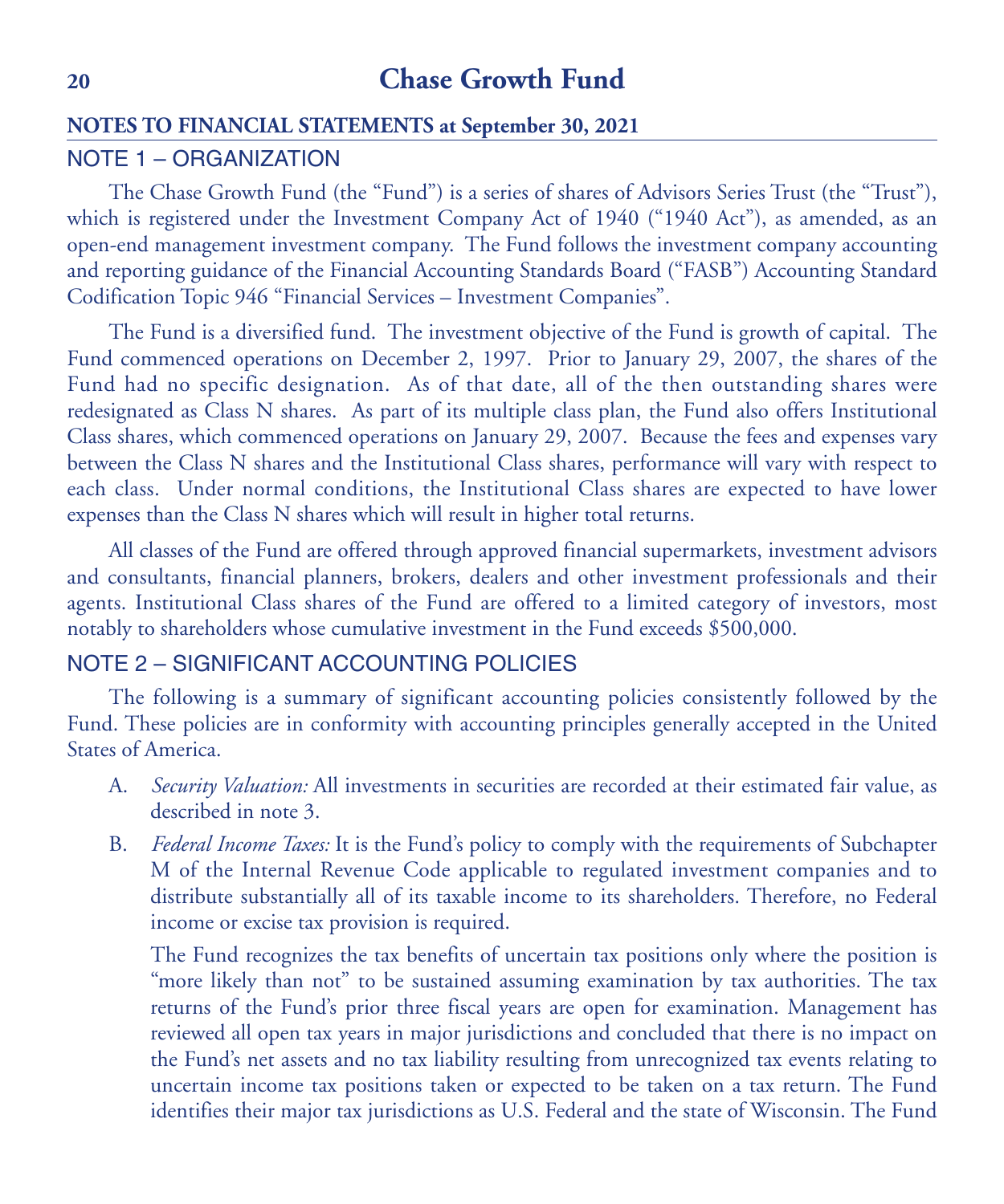# Chase Growth Fund

## NOTES TO FINANCIAL STATEMENTS at September 30, 2021

### NOTE 1 – ORGANIZATION

The Chase Growth Fund (the "Fund") is a series of shares of Advisors Series Trust (the "Trust"), which is registered under the Investment Company Act of 1940 ("1940 Act"), as amended, as an open-end management investment company. The Fund follows the investment company accounting and reporting guidance of the Financial Accounting Standards Board ("FASB") Accounting Standard Codification Topic 946 "Financial Services – Investment Companies".

The Fund is a diversified fund. The investment objective of the Fund is growth of capital. The Fund commenced operations on December 2, 1997. Prior to January 29, 2007, the shares of the Fund had no specific designation. As of that date, all of the then outstanding shares were redesignated as Class N shares. As part of its multiple class plan, the Fund also offers Institutional Class shares, which commenced operations on January 29, 2007. Because the fees and expenses vary between the Class N shares and the Institutional Class shares, performance will vary with respect to each class. Under normal conditions, the Institutional Class shares are expected to have lower expenses than the Class N shares which will result in higher total returns.

All classes of the Fund are offered through approved financial supermarkets, investment advisors and consultants, financial planners, brokers, dealers and other investment professionals and their agents. Institutional Class shares of the Fund are offered to a limited category of investors, most notably to shareholders whose cumulative investment in the Fund exceeds $500,000.

### NOTE 2 – SIGNIFICANT ACCOUNTING POLICIES

The following is a summary of significant accounting policies consistently followed by the Fund. These policies are in conformity with accounting principles generally accepted in the United States of America.

A. *Security Valuation:* All investments in securities are recorded at their estimated fair value, as described in note 3.

B. *Federal Income Taxes:* It is the Fund's policy to comply with the requirements of Subchapter M of the Internal Revenue Code applicable to regulated investment companies and to distribute substantially all of its taxable income to its shareholders. Therefore, no Federal income or excise tax provision is required.

   The Fund recognizes the tax benefits of uncertain tax positions only where the position is "more likely than not" to be sustained assuming examination by tax authorities. The tax returns of the Fund's prior three fiscal years are open for examination. Management has reviewed all open tax years in major jurisdictions and concluded that there is no impact on the Fund's net assets and no tax liability resulting from unrecognized tax events relating to uncertain income tax positions taken or expected to be taken on a tax return. The Fund identifies their major tax jurisdictions as U.S. Federal and the state of Wisconsin. The Fund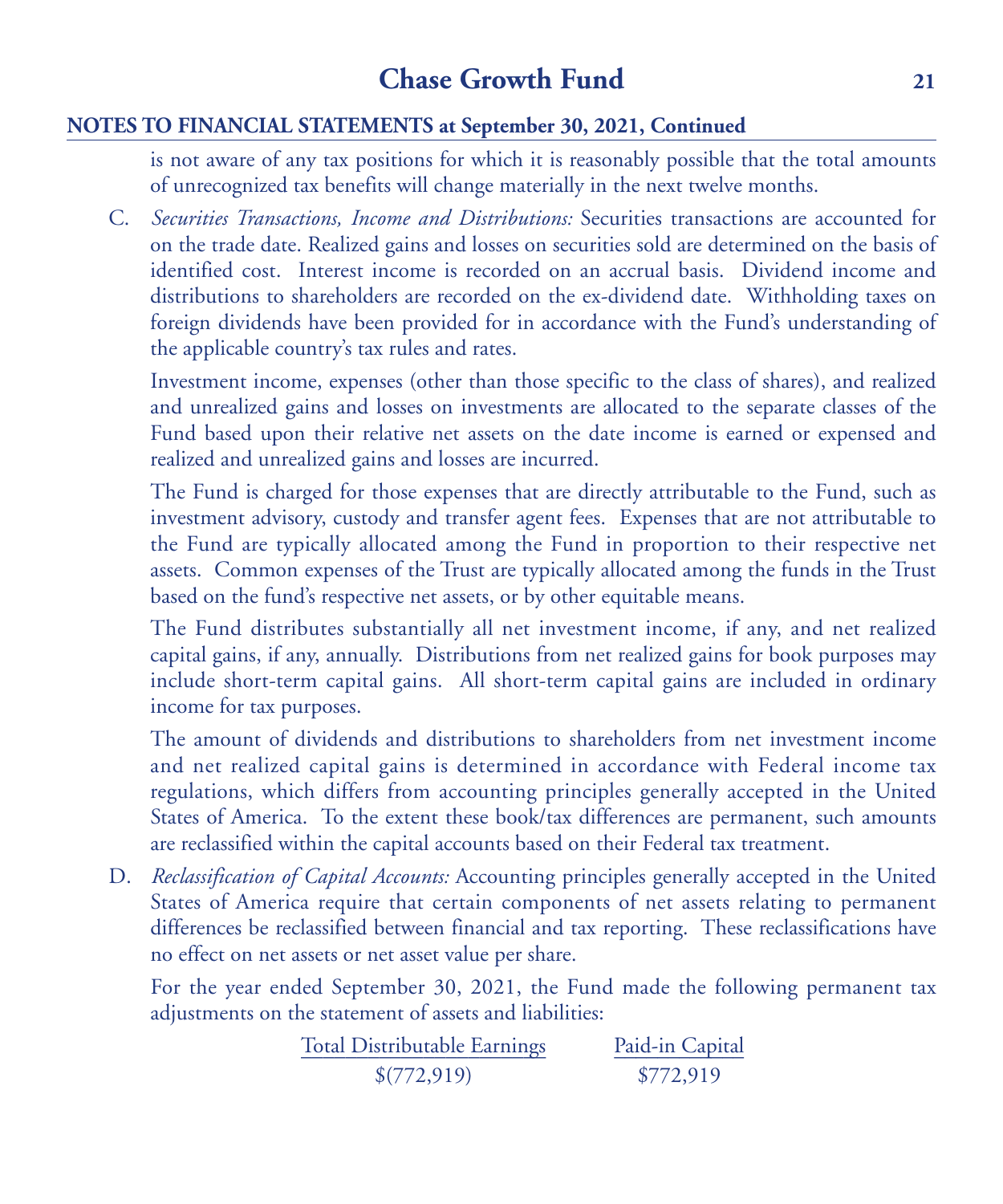## NOTES TO FINANCIAL STATEMENTS at September 30, 2021, Continued

is not aware of any tax positions for which it is reasonably possible that the total amounts of unrecognized tax benefits will change materially in the next twelve months.

C. *Securities Transactions, Income and Distributions:* Securities transactions are accounted for on the trade date. Realized gains and losses on securities sold are determined on the basis of identified cost. Interest income is recorded on an accrual basis. Dividend income and distributions to shareholders are recorded on the ex-dividend date. Withholding taxes on foreign dividends have been provided for in accordance with the Fund's understanding of the applicable country's tax rules and rates.

Investment income, expenses (other than those specific to the class of shares), and realized and unrealized gains and losses on investments are allocated to the separate classes of the Fund based upon their relative net assets on the date income is earned or expensed and realized and unrealized gains and losses are incurred.

The Fund is charged for those expenses that are directly attributable to the Fund, such as investment advisory, custody and transfer agent fees. Expenses that are not attributable to the Fund are typically allocated among the Fund in proportion to their respective net assets. Common expenses of the Trust are typically allocated among the funds in the Trust based on the fund's respective net assets, or by other equitable means.

The Fund distributes substantially all net investment income, if any, and net realized capital gains, if any, annually. Distributions from net realized gains for book purposes may include short-term capital gains. All short-term capital gains are included in ordinary income for tax purposes.

The amount of dividends and distributions to shareholders from net investment income and net realized capital gains is determined in accordance with Federal income tax regulations, which differs from accounting principles generally accepted in the United States of America. To the extent these book/tax differences are permanent, such amounts are reclassified within the capital accounts based on their Federal tax treatment.

D. *Reclassification of Capital Accounts:* Accounting principles generally accepted in the United States of America require that certain components of net assets relating to permanent differences be reclassified between financial and tax reporting. These reclassifications have no effect on net assets or net asset value per share.

For the year ended September 30, 2021, the Fund made the following permanent tax adjustments on the statement of assets and liabilities:

| Total Distributable Earnings | Paid-in Capital |
|---|---|
| $(772,919) | $772,919 |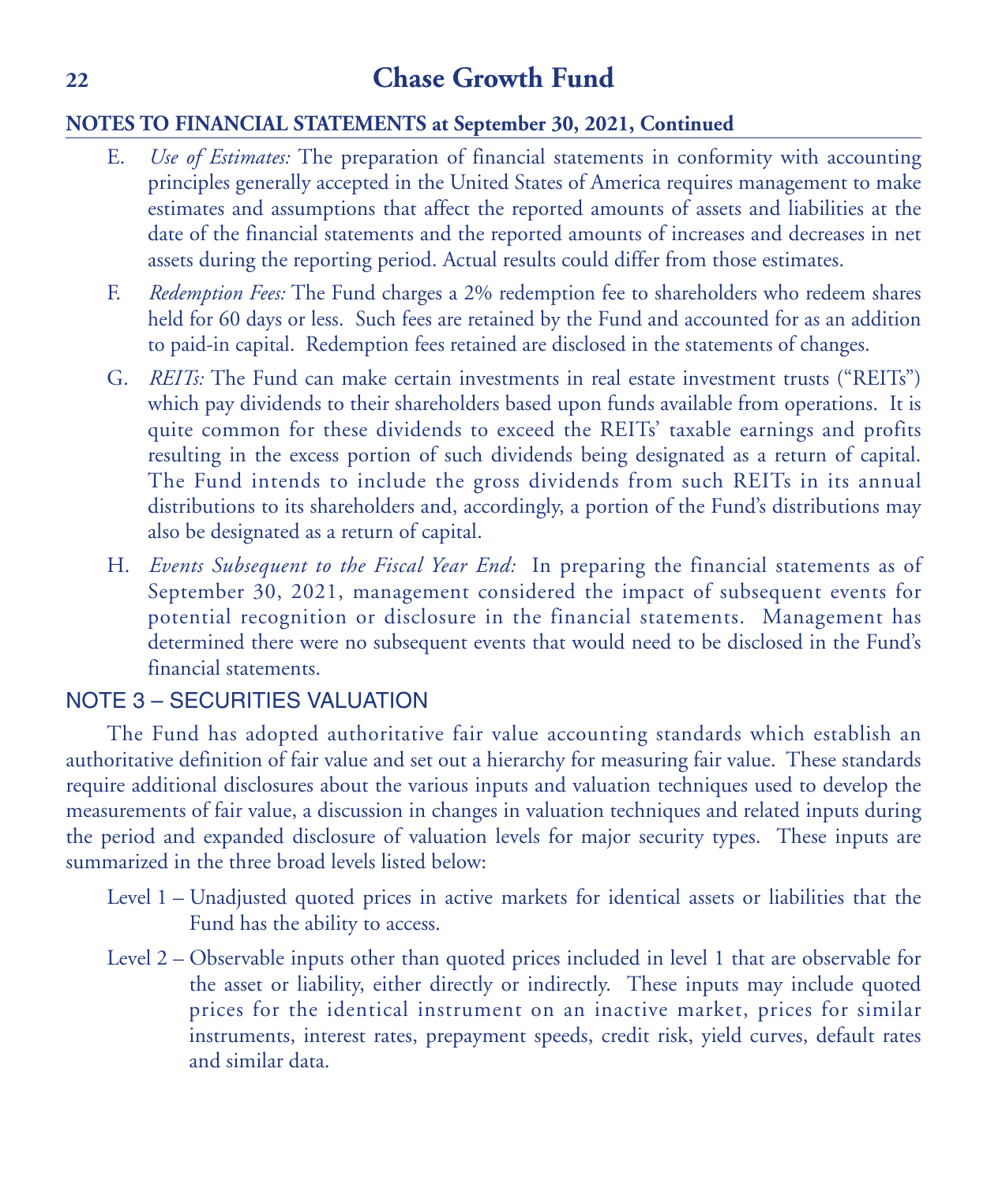**NOTES TO FINANCIAL STATEMENTS at September 30, 2021, Continued**

E. *Use of Estimates:* The preparation of financial statements in conformity with accounting principles generally accepted in the United States of America requires management to make estimates and assumptions that affect the reported amounts of assets and liabilities at the date of the financial statements and the reported amounts of increases and decreases in net assets during the reporting period. Actual results could differ from those estimates.

F. *Redemption Fees:* The Fund charges a 2% redemption fee to shareholders who redeem shares held for 60 days or less. Such fees are retained by the Fund and accounted for as an addition to paid-in capital. Redemption fees retained are disclosed in the statements of changes.

G. *REITs:* The Fund can make certain investments in real estate investment trusts ("REITs") which pay dividends to their shareholders based upon funds available from operations. It is quite common for these dividends to exceed the REITs' taxable earnings and profits resulting in the excess portion of such dividends being designated as a return of capital. The Fund intends to include the gross dividends from such REITs in its annual distributions to its shareholders and, accordingly, a portion of the Fund's distributions may also be designated as a return of capital.

H. *Events Subsequent to the Fiscal Year End:* In preparing the financial statements as of September 30, 2021, management considered the impact of subsequent events for potential recognition or disclosure in the financial statements. Management has determined there were no subsequent events that would need to be disclosed in the Fund's financial statements.

## NOTE 3 – SECURITIES VALUATION

The Fund has adopted authoritative fair value accounting standards which establish an authoritative definition of fair value and set out a hierarchy for measuring fair value. These standards require additional disclosures about the various inputs and valuation techniques used to develop the measurements of fair value, a discussion in changes in valuation techniques and related inputs during the period and expanded disclosure of valuation levels for major security types. These inputs are summarized in the three broad levels listed below:

Level 1 – Unadjusted quoted prices in active markets for identical assets or liabilities that the Fund has the ability to access.

Level 2 – Observable inputs other than quoted prices included in level 1 that are observable for the asset or liability, either directly or indirectly. These inputs may include quoted prices for the identical instrument on an inactive market, prices for similar instruments, interest rates, prepayment speeds, credit risk, yield curves, default rates and similar data.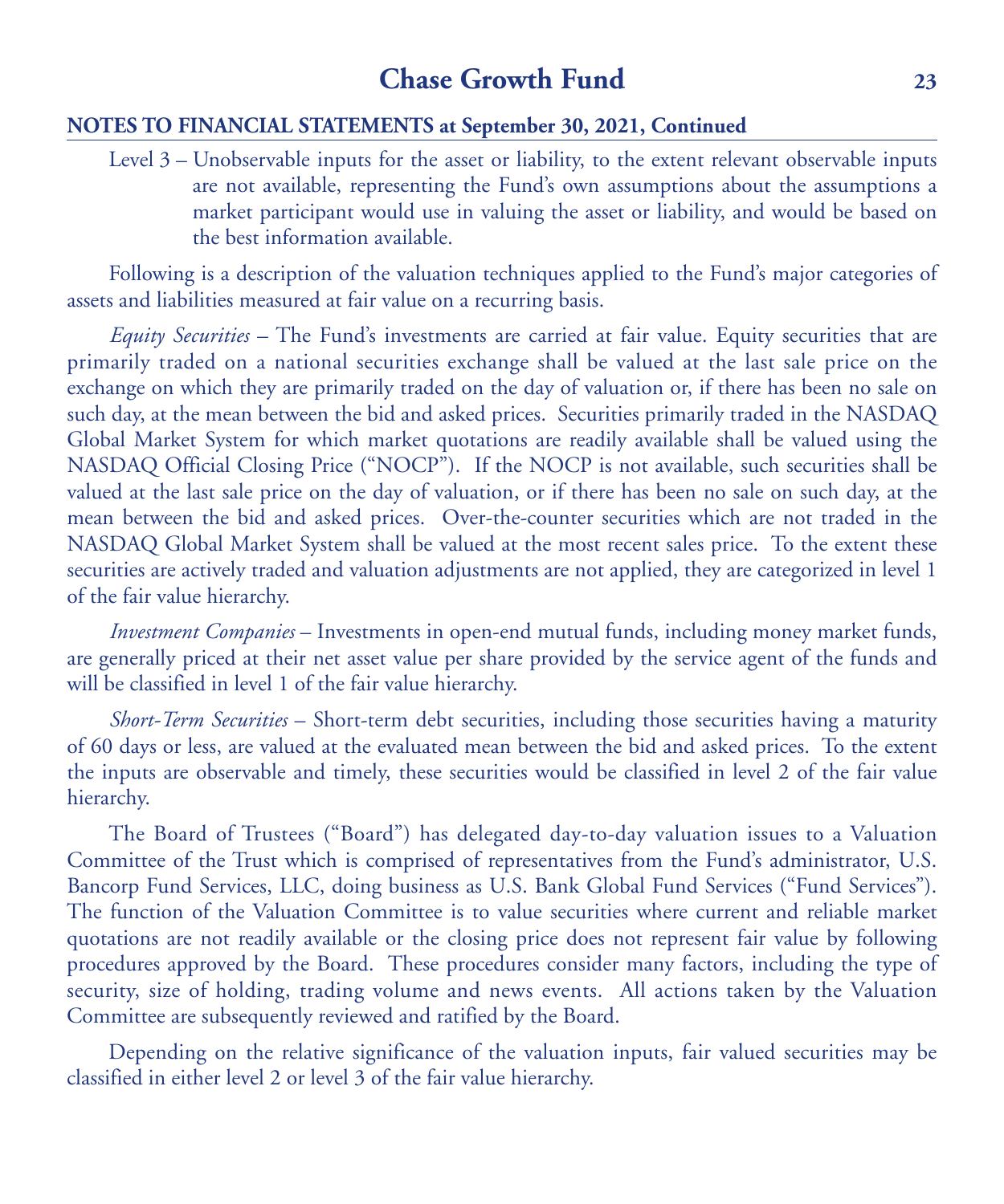**NOTES TO FINANCIAL STATEMENTS at September 30, 2021, Continued**

Level 3 – Unobservable inputs for the asset or liability, to the extent relevant observable inputs are not available, representing the Fund's own assumptions about the assumptions a market participant would use in valuing the asset or liability, and would be based on the best information available.

Following is a description of the valuation techniques applied to the Fund's major categories of assets and liabilities measured at fair value on a recurring basis.

*Equity Securities* – The Fund's investments are carried at fair value. Equity securities that are primarily traded on a national securities exchange shall be valued at the last sale price on the exchange on which they are primarily traded on the day of valuation or, if there has been no sale on such day, at the mean between the bid and asked prices. Securities primarily traded in the NASDAQ Global Market System for which market quotations are readily available shall be valued using the NASDAQ Official Closing Price ("NOCP"). If the NOCP is not available, such securities shall be valued at the last sale price on the day of valuation, or if there has been no sale on such day, at the mean between the bid and asked prices. Over-the-counter securities which are not traded in the NASDAQ Global Market System shall be valued at the most recent sales price. To the extent these securities are actively traded and valuation adjustments are not applied, they are categorized in level 1 of the fair value hierarchy.

*Investment Companies* – Investments in open-end mutual funds, including money market funds, are generally priced at their net asset value per share provided by the service agent of the funds and will be classified in level 1 of the fair value hierarchy.

*Short-Term Securities* – Short-term debt securities, including those securities having a maturity of 60 days or less, are valued at the evaluated mean between the bid and asked prices. To the extent the inputs are observable and timely, these securities would be classified in level 2 of the fair value hierarchy.

The Board of Trustees ("Board") has delegated day-to-day valuation issues to a Valuation Committee of the Trust which is comprised of representatives from the Fund's administrator, U.S. Bancorp Fund Services, LLC, doing business as U.S. Bank Global Fund Services ("Fund Services"). The function of the Valuation Committee is to value securities where current and reliable market quotations are not readily available or the closing price does not represent fair value by following procedures approved by the Board. These procedures consider many factors, including the type of security, size of holding, trading volume and news events. All actions taken by the Valuation Committee are subsequently reviewed and ratified by the Board.

Depending on the relative significance of the valuation inputs, fair valued securities may be classified in either level 2 or level 3 of the fair value hierarchy.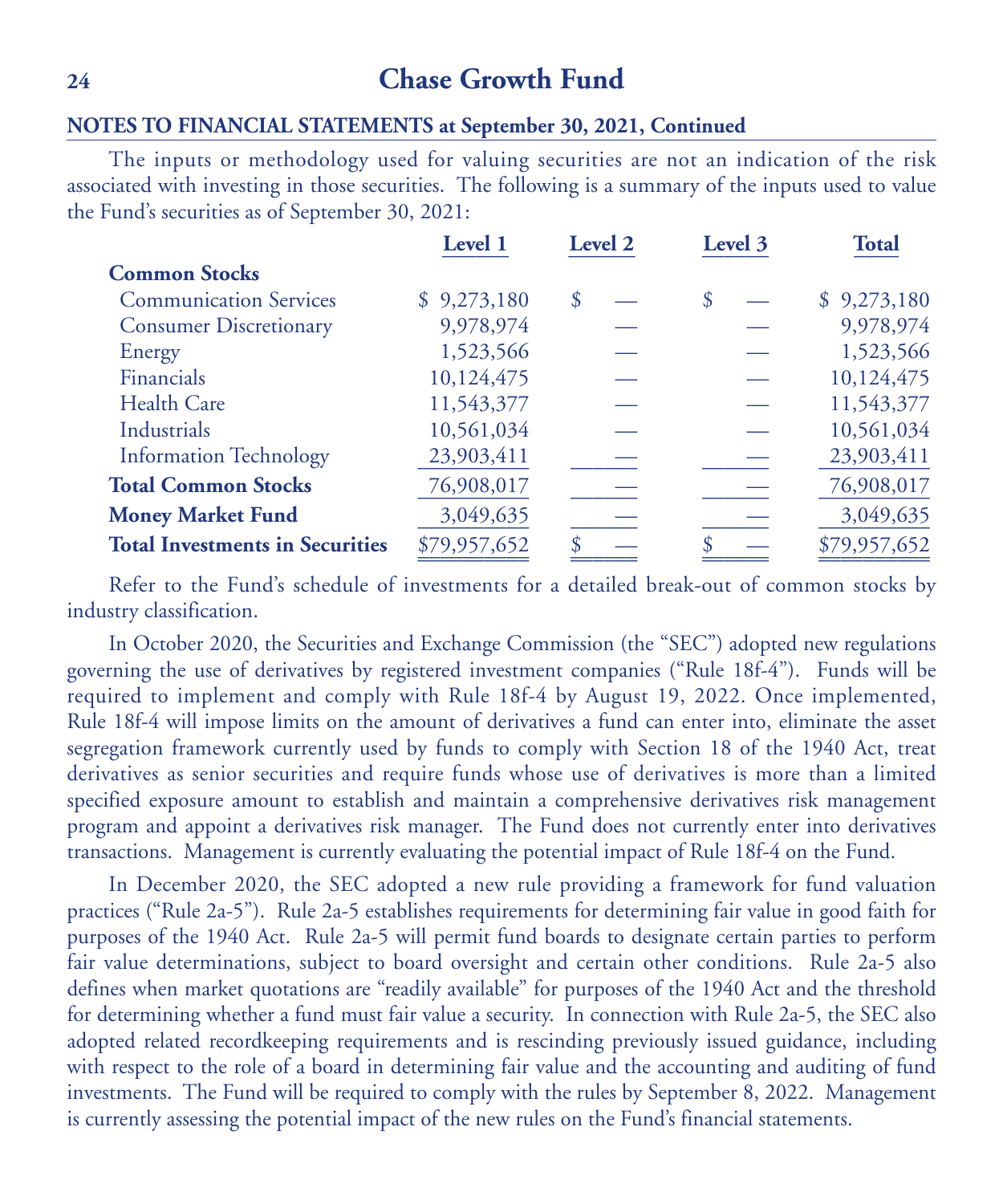**NOTES TO FINANCIAL STATEMENTS at September 30, 2021, Continued**

The inputs or methodology used for valuing securities are not an indication of the risk associated with investing in those securities. The following is a summary of the inputs used to value the Fund's securities as of September 30, 2021:

| | Level 1 | Level 2 | Level 3 | Total |
|---|---|---|---|---|
| **Common Stocks** | | | | |
| Communication Services | $ 9,273,180 | $ — | $ — | $ 9,273,180 |
| Consumer Discretionary | 9,978,974 | — | — | 9,978,974 |
| Energy | 1,523,566 | — | — | 1,523,566 |
| Financials | 10,124,475 | — | — | 10,124,475 |
| Health Care | 11,543,377 | — | — | 11,543,377 |
| Industrials | 10,561,034 | — | — | 10,561,034 |
| Information Technology | 23,903,411 | — | — | 23,903,411 |
| **Total Common Stocks** | 76,908,017 | — | — | 76,908,017 |
| **Money Market Fund** | 3,049,635 | — | — | 3,049,635 |
| **Total Investments in Securities** | $79,957,652 | $ — | $ — | $79,957,652 |

Refer to the Fund's schedule of investments for a detailed break-out of common stocks by industry classification.

In October 2020, the Securities and Exchange Commission (the "SEC") adopted new regulations governing the use of derivatives by registered investment companies ("Rule 18f-4"). Funds will be required to implement and comply with Rule 18f-4 by August 19, 2022. Once implemented, Rule 18f-4 will impose limits on the amount of derivatives a fund can enter into, eliminate the asset segregation framework currently used by funds to comply with Section 18 of the 1940 Act, treat derivatives as senior securities and require funds whose use of derivatives is more than a limited specified exposure amount to establish and maintain a comprehensive derivatives risk management program and appoint a derivatives risk manager. The Fund does not currently enter into derivatives transactions. Management is currently evaluating the potential impact of Rule 18f-4 on the Fund.

In December 2020, the SEC adopted a new rule providing a framework for fund valuation practices ("Rule 2a-5"). Rule 2a-5 establishes requirements for determining fair value in good faith for purposes of the 1940 Act. Rule 2a-5 will permit fund boards to designate certain parties to perform fair value determinations, subject to board oversight and certain other conditions. Rule 2a-5 also defines when market quotations are "readily available" for purposes of the 1940 Act and the threshold for determining whether a fund must fair value a security. In connection with Rule 2a-5, the SEC also adopted related recordkeeping requirements and is rescinding previously issued guidance, including with respect to the role of a board in determining fair value and the accounting and auditing of fund investments. The Fund will be required to comply with the rules by September 8, 2022. Management is currently assessing the potential impact of the new rules on the Fund's financial statements.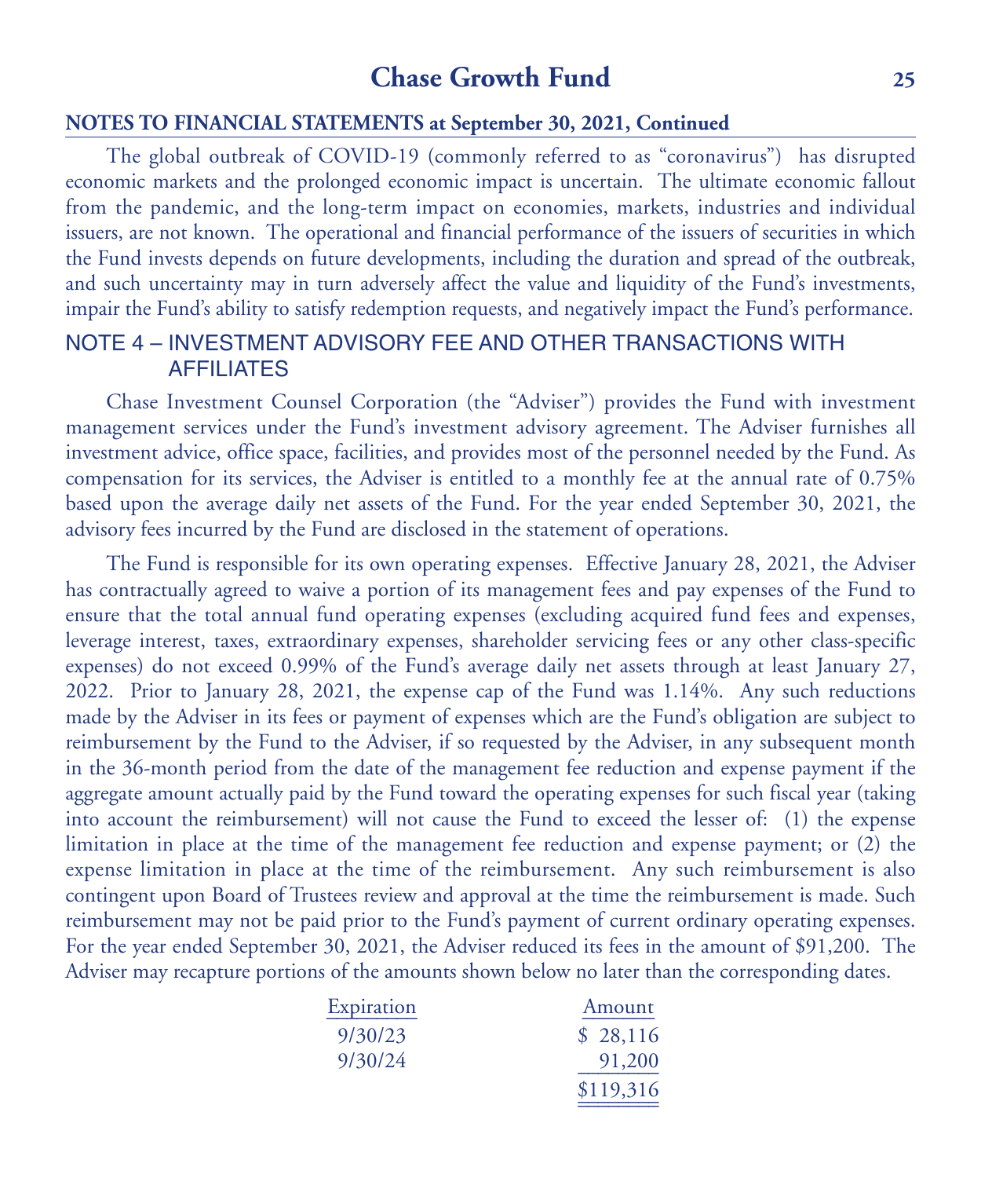**NOTES TO FINANCIAL STATEMENTS at September 30, 2021, Continued**

The global outbreak of COVID-19 (commonly referred to as "coronavirus") has disrupted economic markets and the prolonged economic impact is uncertain. The ultimate economic fallout from the pandemic, and the long-term impact on economies, markets, industries and individual issuers, are not known. The operational and financial performance of the issuers of securities in which the Fund invests depends on future developments, including the duration and spread of the outbreak, and such uncertainty may in turn adversely affect the value and liquidity of the Fund's investments, impair the Fund's ability to satisfy redemption requests, and negatively impact the Fund's performance.

## NOTE 4 – INVESTMENT ADVISORY FEE AND OTHER TRANSACTIONS WITH AFFILIATES

Chase Investment Counsel Corporation (the "Adviser") provides the Fund with investment management services under the Fund's investment advisory agreement. The Adviser furnishes all investment advice, office space, facilities, and provides most of the personnel needed by the Fund. As compensation for its services, the Adviser is entitled to a monthly fee at the annual rate of 0.75% based upon the average daily net assets of the Fund. For the year ended September 30, 2021, the advisory fees incurred by the Fund are disclosed in the statement of operations.

The Fund is responsible for its own operating expenses. Effective January 28, 2021, the Adviser has contractually agreed to waive a portion of its management fees and pay expenses of the Fund to ensure that the total annual fund operating expenses (excluding acquired fund fees and expenses, leverage interest, taxes, extraordinary expenses, shareholder servicing fees or any other class-specific expenses) do not exceed 0.99% of the Fund's average daily net assets through at least January 27, 2022. Prior to January 28, 2021, the expense cap of the Fund was 1.14%. Any such reductions made by the Adviser in its fees or payment of expenses which are the Fund's obligation are subject to reimbursement by the Fund to the Adviser, if so requested by the Adviser, in any subsequent month in the 36-month period from the date of the management fee reduction and expense payment if the aggregate amount actually paid by the Fund toward the operating expenses for such fiscal year (taking into account the reimbursement) will not cause the Fund to exceed the lesser of: (1) the expense limitation in place at the time of the management fee reduction and expense payment; or (2) the expense limitation in place at the time of the reimbursement. Any such reimbursement is also contingent upon Board of Trustees review and approval at the time the reimbursement is made. Such reimbursement may not be paid prior to the Fund's payment of current ordinary operating expenses. For the year ended September 30, 2021, the Adviser reduced its fees in the amount of $91,200. The Adviser may recapture portions of the amounts shown below no later than the corresponding dates.

| Expiration | Amount |
|---|---|
| 9/30/23 | $ 28,116 |
| 9/30/24 | 91,200 |
| | $119,316 |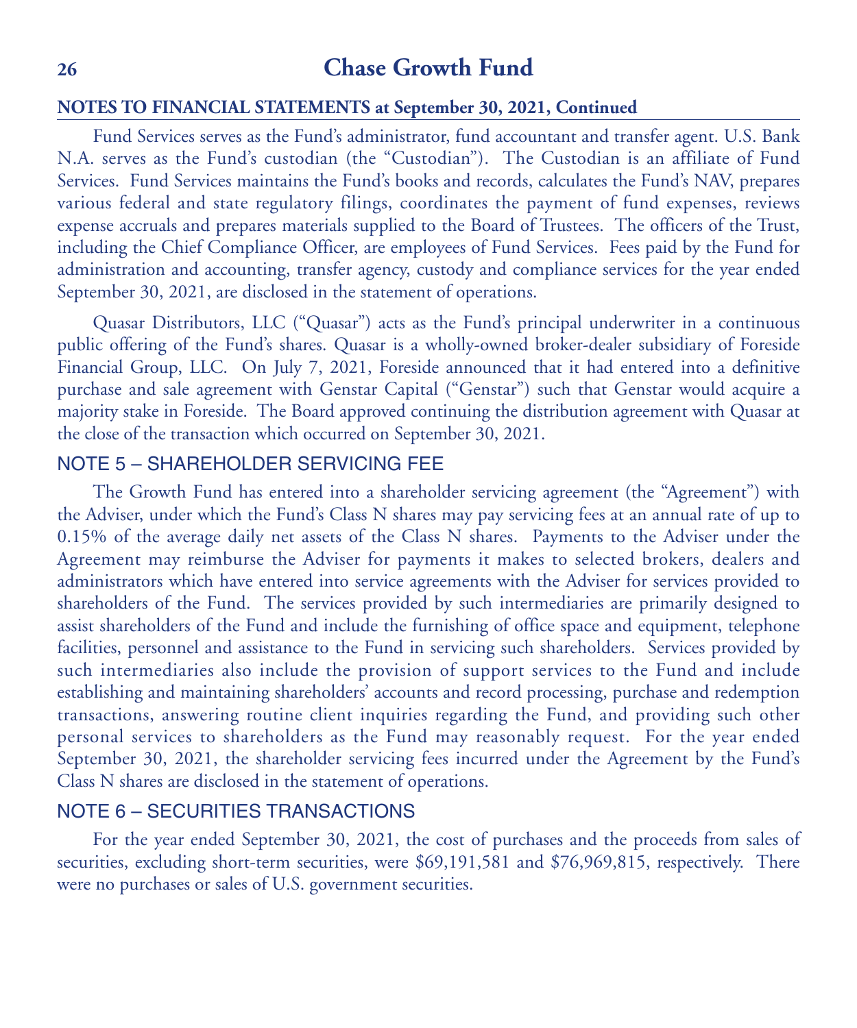**NOTES TO FINANCIAL STATEMENTS at September 30, 2021, Continued**

Fund Services serves as the Fund's administrator, fund accountant and transfer agent. U.S. Bank N.A. serves as the Fund's custodian (the "Custodian"). The Custodian is an affiliate of Fund Services. Fund Services maintains the Fund's books and records, calculates the Fund's NAV, prepares various federal and state regulatory filings, coordinates the payment of fund expenses, reviews expense accruals and prepares materials supplied to the Board of Trustees. The officers of the Trust, including the Chief Compliance Officer, are employees of Fund Services. Fees paid by the Fund for administration and accounting, transfer agency, custody and compliance services for the year ended September 30, 2021, are disclosed in the statement of operations.

Quasar Distributors, LLC ("Quasar") acts as the Fund's principal underwriter in a continuous public offering of the Fund's shares. Quasar is a wholly-owned broker-dealer subsidiary of Foreside Financial Group, LLC. On July 7, 2021, Foreside announced that it had entered into a definitive purchase and sale agreement with Genstar Capital ("Genstar") such that Genstar would acquire a majority stake in Foreside. The Board approved continuing the distribution agreement with Quasar at the close of the transaction which occurred on September 30, 2021.

## NOTE 5 – SHAREHOLDER SERVICING FEE

The Growth Fund has entered into a shareholder servicing agreement (the "Agreement") with the Adviser, under which the Fund's Class N shares may pay servicing fees at an annual rate of up to 0.15% of the average daily net assets of the Class N shares. Payments to the Adviser under the Agreement may reimburse the Adviser for payments it makes to selected brokers, dealers and administrators which have entered into service agreements with the Adviser for services provided to shareholders of the Fund. The services provided by such intermediaries are primarily designed to assist shareholders of the Fund and include the furnishing of office space and equipment, telephone facilities, personnel and assistance to the Fund in servicing such shareholders. Services provided by such intermediaries also include the provision of support services to the Fund and include establishing and maintaining shareholders' accounts and record processing, purchase and redemption transactions, answering routine client inquiries regarding the Fund, and providing such other personal services to shareholders as the Fund may reasonably request. For the year ended September 30, 2021, the shareholder servicing fees incurred under the Agreement by the Fund's Class N shares are disclosed in the statement of operations.

## NOTE 6 – SECURITIES TRANSACTIONS

For the year ended September 30, 2021, the cost of purchases and the proceeds from sales of securities, excluding short-term securities, were $69,191,581 and $76,969,815, respectively. There were no purchases or sales of U.S. government securities.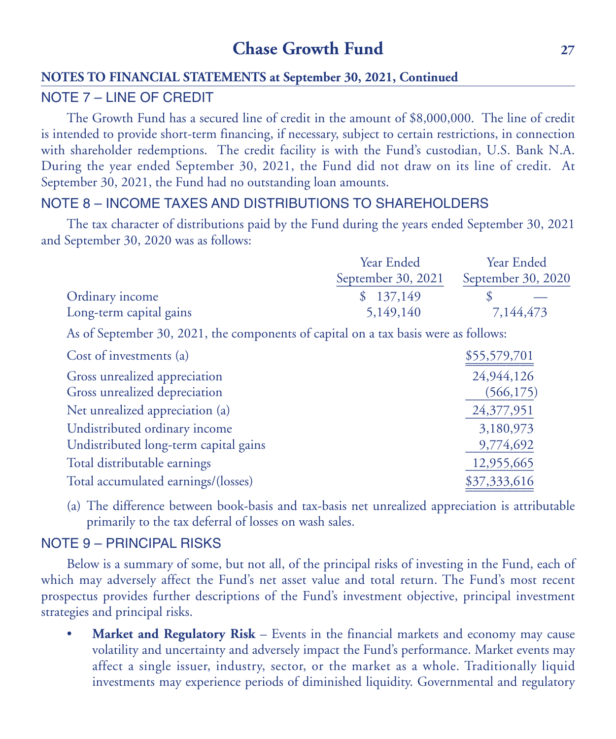**NOTES TO FINANCIAL STATEMENTS at September 30, 2021, Continued**

## NOTE 7 – LINE OF CREDIT

The Growth Fund has a secured line of credit in the amount of $8,000,000. The line of credit is intended to provide short-term financing, if necessary, subject to certain restrictions, in connection with shareholder redemptions. The credit facility is with the Fund's custodian, U.S. Bank N.A. During the year ended September 30, 2021, the Fund did not draw on its line of credit. At September 30, 2021, the Fund had no outstanding loan amounts.

## NOTE 8 – INCOME TAXES AND DISTRIBUTIONS TO SHAREHOLDERS

The tax character of distributions paid by the Fund during the years ended September 30, 2021 and September 30, 2020 was as follows:

| | Year Ended September 30, 2021 | Year Ended September 30, 2020 |
|---|---|---|
| Ordinary income | $ 137,149 | $ — |
| Long-term capital gains | 5,149,140 | 7,144,473 |

As of September 30, 2021, the components of capital on a tax basis were as follows:

| | |
|---|---|
| Cost of investments (a) | $55,579,701 |
| Gross unrealized appreciation | 24,944,126 |
| Gross unrealized depreciation | (566,175) |
| Net unrealized appreciation (a) | 24,377,951 |
| Undistributed ordinary income | 3,180,973 |
| Undistributed long-term capital gains | 9,774,692 |
| Total distributable earnings | 12,955,665 |
| Total accumulated earnings/(losses) | $37,333,616 |

(a) The difference between book-basis and tax-basis net unrealized appreciation is attributable primarily to the tax deferral of losses on wash sales.

## NOTE 9 – PRINCIPAL RISKS

Below is a summary of some, but not all, of the principal risks of investing in the Fund, each of which may adversely affect the Fund's net asset value and total return. The Fund's most recent prospectus provides further descriptions of the Fund's investment objective, principal investment strategies and principal risks.

- **Market and Regulatory Risk** – Events in the financial markets and economy may cause volatility and uncertainty and adversely impact the Fund's performance. Market events may affect a single issuer, industry, sector, or the market as a whole. Traditionally liquid investments may experience periods of diminished liquidity. Governmental and regulatory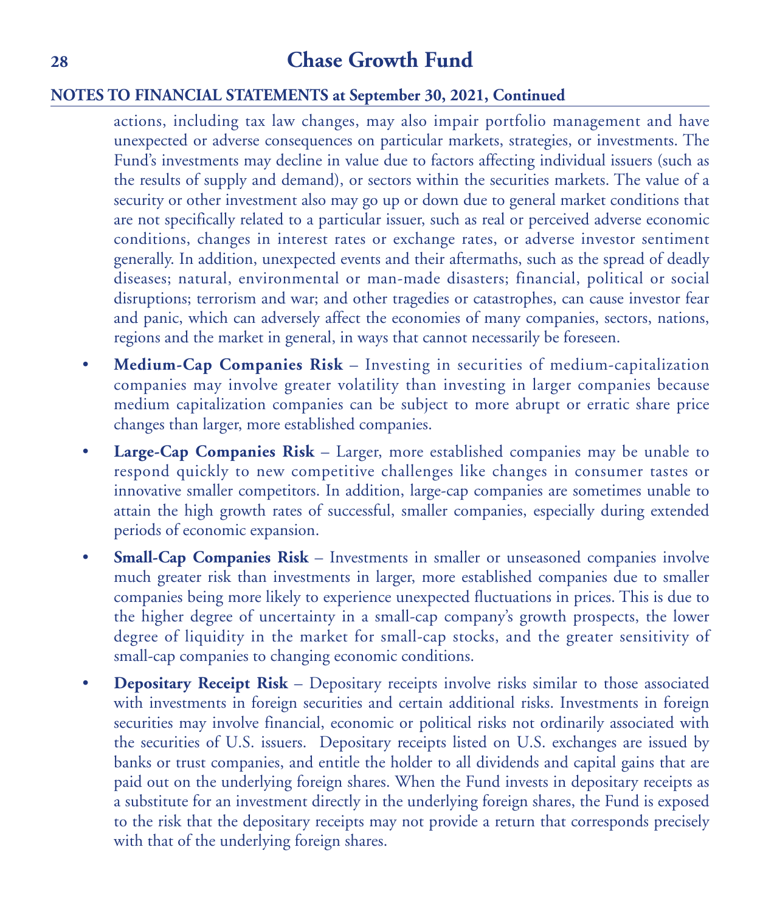actions, including tax law changes, may also impair portfolio management and have unexpected or adverse consequences on particular markets, strategies, or investments. The Fund's investments may decline in value due to factors affecting individual issuers (such as the results of supply and demand), or sectors within the securities markets. The value of a security or other investment also may go up or down due to general market conditions that are not specifically related to a particular issuer, such as real or perceived adverse economic conditions, changes in interest rates or exchange rates, or adverse investor sentiment generally. In addition, unexpected events and their aftermaths, such as the spread of deadly diseases; natural, environmental or man-made disasters; financial, political or social disruptions; terrorism and war; and other tragedies or catastrophes, can cause investor fear and panic, which can adversely affect the economies of many companies, sectors, nations, regions and the market in general, in ways that cannot necessarily be foreseen.

- **Medium-Cap Companies Risk** – Investing in securities of medium-capitalization companies may involve greater volatility than investing in larger companies because medium capitalization companies can be subject to more abrupt or erratic share price changes than larger, more established companies.
- **Large-Cap Companies Risk** – Larger, more established companies may be unable to respond quickly to new competitive challenges like changes in consumer tastes or innovative smaller competitors. In addition, large-cap companies are sometimes unable to attain the high growth rates of successful, smaller companies, especially during extended periods of economic expansion.
- **Small-Cap Companies Risk** – Investments in smaller or unseasoned companies involve much greater risk than investments in larger, more established companies due to smaller companies being more likely to experience unexpected fluctuations in prices. This is due to the higher degree of uncertainty in a small-cap company's growth prospects, the lower degree of liquidity in the market for small-cap stocks, and the greater sensitivity of small-cap companies to changing economic conditions.
- **Depositary Receipt Risk** – Depositary receipts involve risks similar to those associated with investments in foreign securities and certain additional risks. Investments in foreign securities may involve financial, economic or political risks not ordinarily associated with the securities of U.S. issuers. Depositary receipts listed on U.S. exchanges are issued by banks or trust companies, and entitle the holder to all dividends and capital gains that are paid out on the underlying foreign shares. When the Fund invests in depositary receipts as a substitute for an investment directly in the underlying foreign shares, the Fund is exposed to the risk that the depositary receipts may not provide a return that corresponds precisely with that of the underlying foreign shares.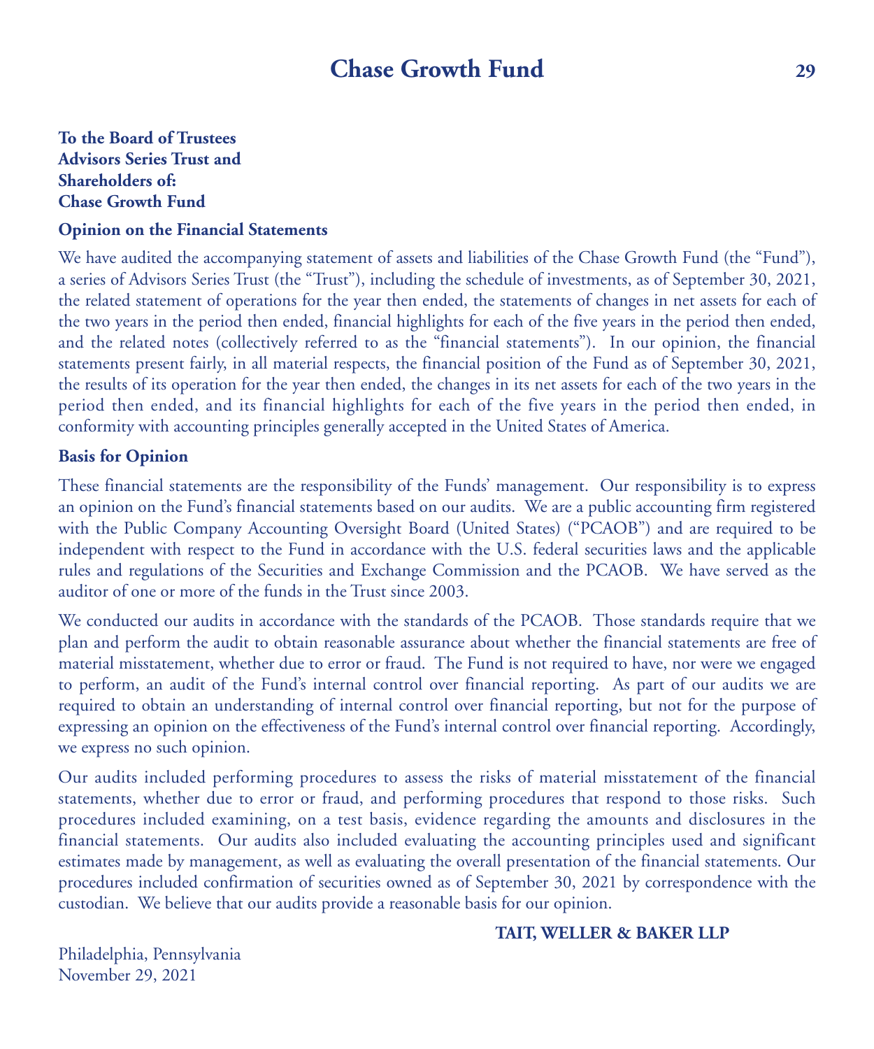**To the Board of Trustees**
**Advisors Series Trust and**
**Shareholders of:**
**Chase Growth Fund**

**Opinion on the Financial Statements**

We have audited the accompanying statement of assets and liabilities of the Chase Growth Fund (the "Fund"), a series of Advisors Series Trust (the "Trust"), including the schedule of investments, as of September 30, 2021, the related statement of operations for the year then ended, the statements of changes in net assets for each of the two years in the period then ended, financial highlights for each of the five years in the period then ended, and the related notes (collectively referred to as the "financial statements"). In our opinion, the financial statements present fairly, in all material respects, the financial position of the Fund as of September 30, 2021, the results of its operation for the year then ended, the changes in its net assets for each of the two years in the period then ended, and its financial highlights for each of the five years in the period then ended, in conformity with accounting principles generally accepted in the United States of America.

**Basis for Opinion**

These financial statements are the responsibility of the Funds' management. Our responsibility is to express an opinion on the Fund's financial statements based on our audits. We are a public accounting firm registered with the Public Company Accounting Oversight Board (United States) ("PCAOB") and are required to be independent with respect to the Fund in accordance with the U.S. federal securities laws and the applicable rules and regulations of the Securities and Exchange Commission and the PCAOB. We have served as the auditor of one or more of the funds in the Trust since 2003.

We conducted our audits in accordance with the standards of the PCAOB. Those standards require that we plan and perform the audit to obtain reasonable assurance about whether the financial statements are free of material misstatement, whether due to error or fraud. The Fund is not required to have, nor were we engaged to perform, an audit of the Fund's internal control over financial reporting. As part of our audits we are required to obtain an understanding of internal control over financial reporting, but not for the purpose of expressing an opinion on the effectiveness of the Fund's internal control over financial reporting. Accordingly, we express no such opinion.

Our audits included performing procedures to assess the risks of material misstatement of the financial statements, whether due to error or fraud, and performing procedures that respond to those risks. Such procedures included examining, on a test basis, evidence regarding the amounts and disclosures in the financial statements. Our audits also included evaluating the accounting principles used and significant estimates made by management, as well as evaluating the overall presentation of the financial statements. Our procedures included confirmation of securities owned as of September 30, 2021 by correspondence with the custodian. We believe that our audits provide a reasonable basis for our opinion.

**TAIT, WELLER & BAKER LLP**

Philadelphia, Pennsylvania
November 29, 2021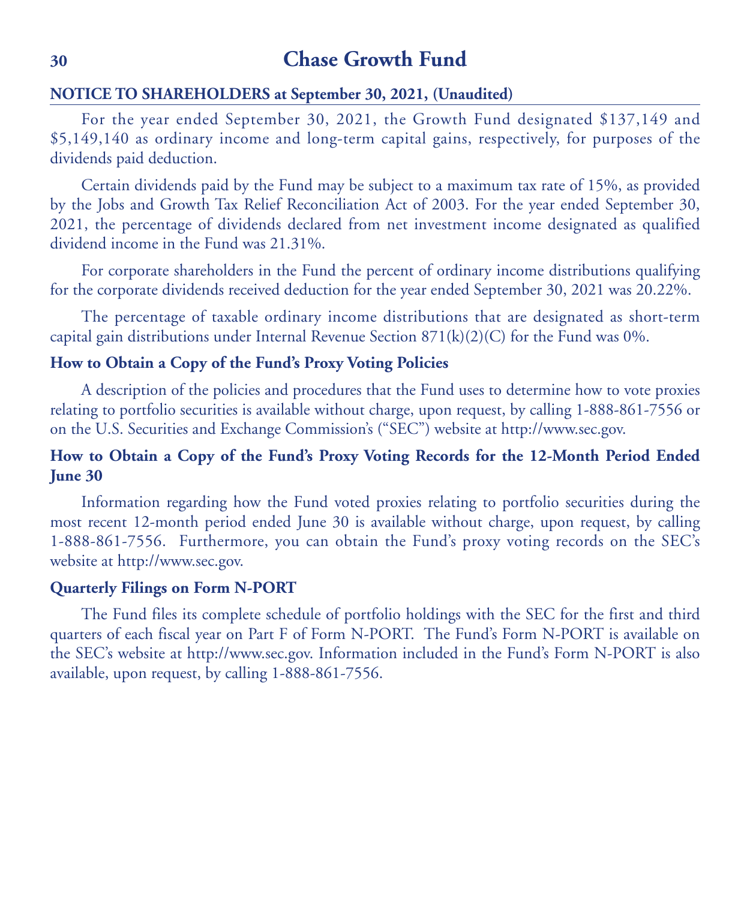## NOTICE TO SHAREHOLDERS at September 30, 2021, (Unaudited)

For the year ended September 30, 2021, the Growth Fund designated $137,149 and $5,149,140 as ordinary income and long-term capital gains, respectively, for purposes of the dividends paid deduction.

Certain dividends paid by the Fund may be subject to a maximum tax rate of 15%, as provided by the Jobs and Growth Tax Relief Reconciliation Act of 2003. For the year ended September 30, 2021, the percentage of dividends declared from net investment income designated as qualified dividend income in the Fund was 21.31%.

For corporate shareholders in the Fund the percent of ordinary income distributions qualifying for the corporate dividends received deduction for the year ended September 30, 2021 was 20.22%.

The percentage of taxable ordinary income distributions that are designated as short-term capital gain distributions under Internal Revenue Section 871(k)(2)(C) for the Fund was 0%.

### How to Obtain a Copy of the Fund's Proxy Voting Policies

A description of the policies and procedures that the Fund uses to determine how to vote proxies relating to portfolio securities is available without charge, upon request, by calling 1-888-861-7556 or on the U.S. Securities and Exchange Commission's ("SEC") website at http://www.sec.gov.

### How to Obtain a Copy of the Fund's Proxy Voting Records for the 12-Month Period Ended June 30

Information regarding how the Fund voted proxies relating to portfolio securities during the most recent 12-month period ended June 30 is available without charge, upon request, by calling 1-888-861-7556. Furthermore, you can obtain the Fund's proxy voting records on the SEC's website at http://www.sec.gov.

### Quarterly Filings on Form N-PORT

The Fund files its complete schedule of portfolio holdings with the SEC for the first and third quarters of each fiscal year on Part F of Form N-PORT. The Fund's Form N-PORT is available on the SEC's website at http://www.sec.gov. Information included in the Fund's Form N-PORT is also available, upon request, by calling 1-888-861-7556.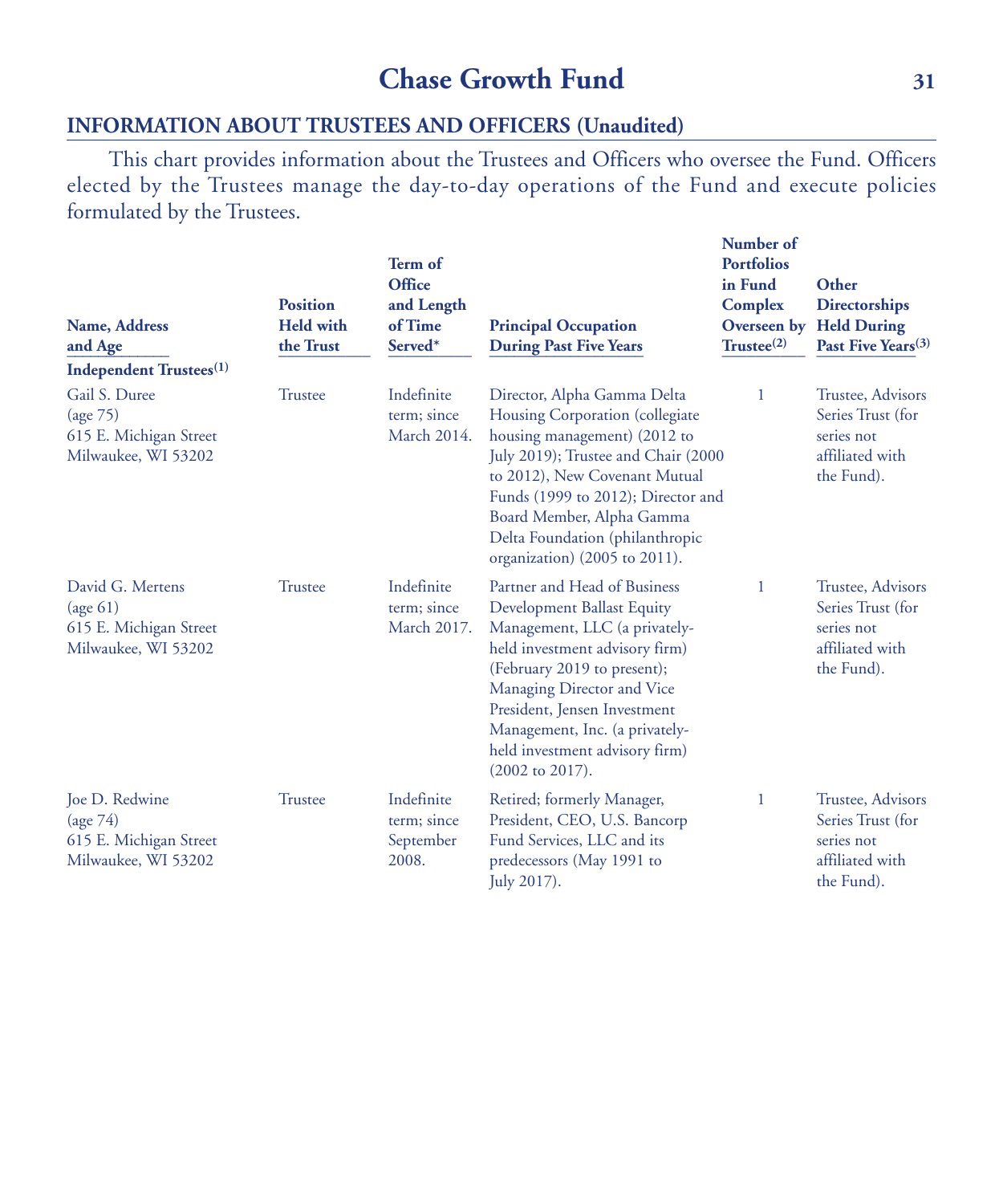## INFORMATION ABOUT TRUSTEES AND OFFICERS (Unaudited)

This chart provides information about the Trustees and Officers who oversee the Fund. Officers elected by the Trustees manage the day-to-day operations of the Fund and execute policies formulated by the Trustees.

| Name, Address and Age | Position Held with the Trust | Term of Office and Length of Time Served* | Principal Occupation During Past Five Years | Number of Portfolios in Fund Complex Overseen by Trustee[(2)] | Other Directorships Held During Past Five Years[(3)] |
|---|---|---|---|---|---|
| **Independent Trustees[(1)]** | | | | | |
| Gail S. Duree (age 75) 615 E. Michigan Street Milwaukee, WI 53202 | Trustee | Indefinite term; since March 2014. | Director, Alpha Gamma Delta Housing Corporation (collegiate housing management) (2012 to July 2019); Trustee and Chair (2000 to 2012), New Covenant Mutual Funds (1999 to 2012); Director and Board Member, Alpha Gamma Delta Foundation (philanthropic organization) (2005 to 2011). | 1 | Trustee, Advisors Series Trust (for series not affiliated with the Fund). |
| David G. Mertens (age 61) 615 E. Michigan Street Milwaukee, WI 53202 | Trustee | Indefinite term; since March 2017. | Partner and Head of Business Development Ballast Equity Management, LLC (a privately-held investment advisory firm) (February 2019 to present); Managing Director and Vice President, Jensen Investment Management, Inc. (a privately-held investment advisory firm) (2002 to 2017). | 1 | Trustee, Advisors Series Trust (for series not affiliated with the Fund). |
| Joe D. Redwine (age 74) 615 E. Michigan Street Milwaukee, WI 53202 | Trustee | Indefinite term; since September 2008. | Retired; formerly Manager, President, CEO, U.S. Bancorp Fund Services, LLC and its predecessors (May 1991 to July 2017). | 1 | Trustee, Advisors Series Trust (for series not affiliated with the Fund). |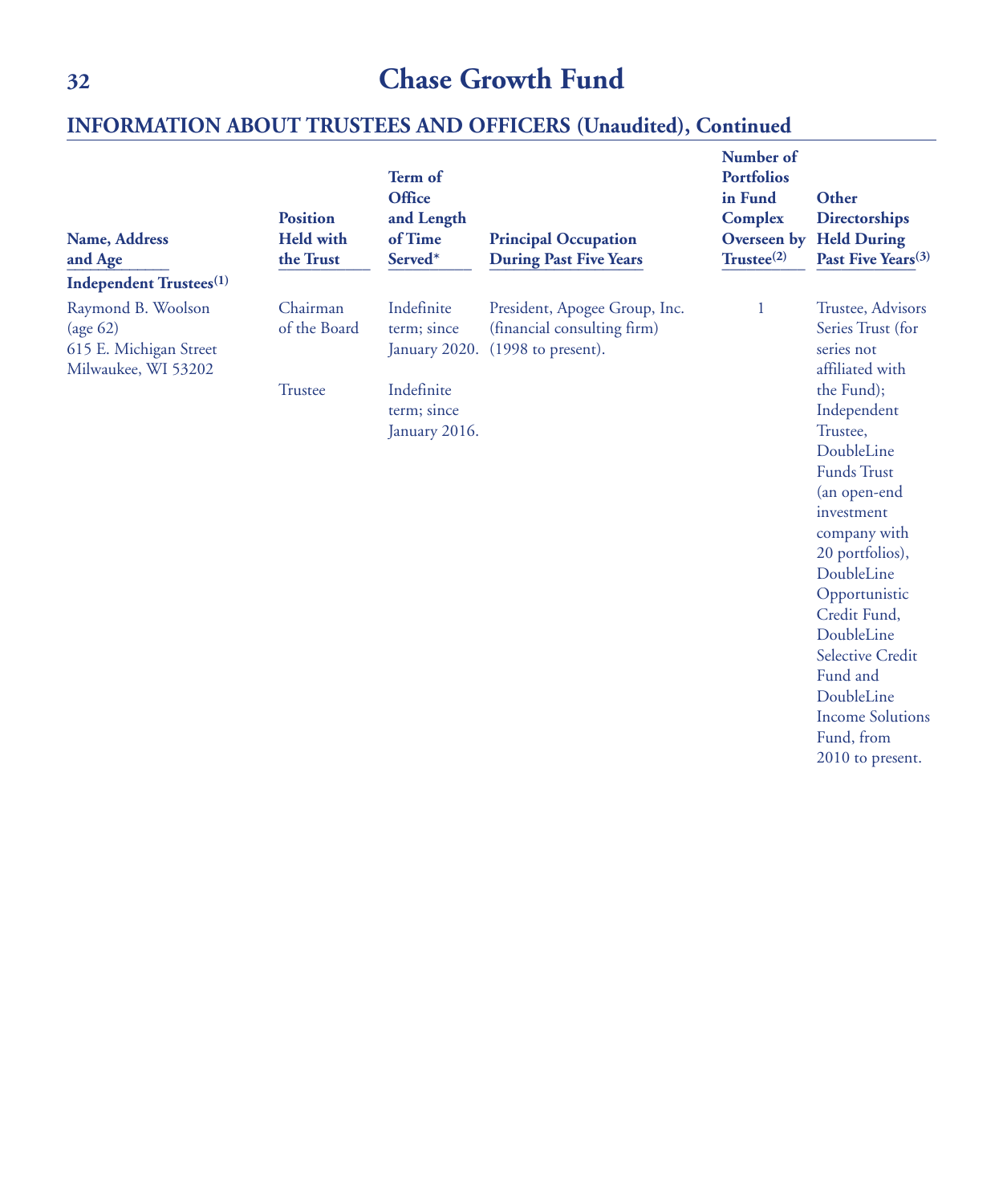# Chase Growth Fund

## INFORMATION ABOUT TRUSTEES AND OFFICERS (Unaudited), Continued

| Name, Address and Age | Position Held with the Trust | Term of Office and Length of Time Served* | Principal Occupation During Past Five Years | Number of Portfolios in Fund Complex Overseen by Trustee(2) | Other Directorships Held During Past Five Years(3) |
|---|---|---|---|---|---|
| **Independent Trustees(1)** | | | | | |
| Raymond B. Woolson (age 62) 615 E. Michigan Street Milwaukee, WI 53202 | Chairman of the Board | Indefinite term; since January 2020. | President, Apogee Group, Inc. (financial consulting firm) (1998 to present). | 1 | Trustee, Advisors Series Trust (for series not affiliated with the Fund); Independent Trustee, DoubleLine Funds Trust (an open-end investment company with 20 portfolios), DoubleLine Opportunistic Credit Fund, DoubleLine Selective Credit Fund and DoubleLine Income Solutions Fund, from 2010 to present. |
| | Trustee | Indefinite term; since January 2016. | | | |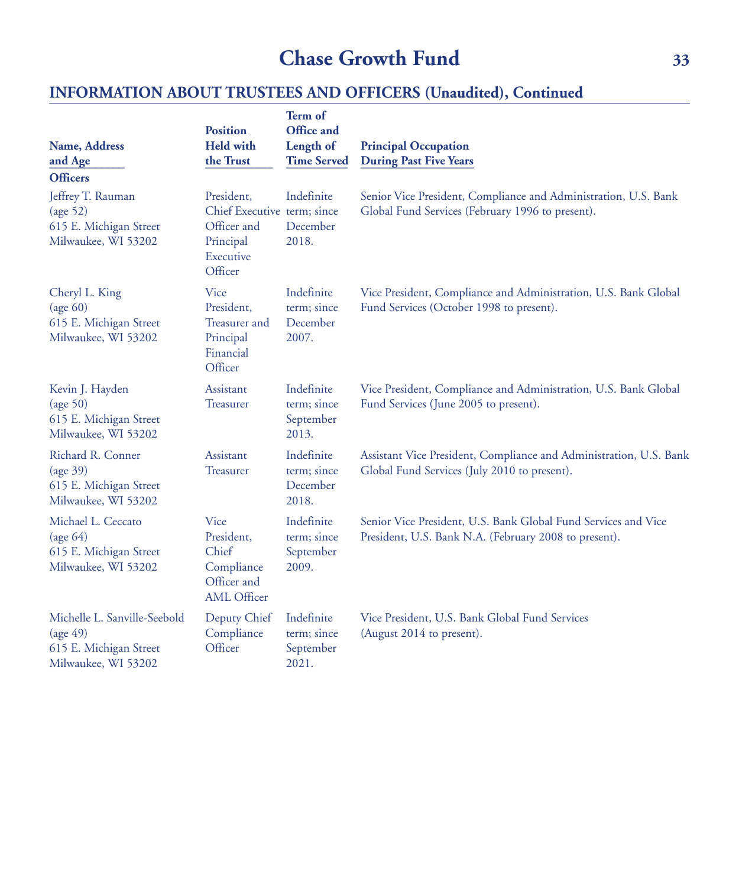## INFORMATION ABOUT TRUSTEES AND OFFICERS (Unaudited), Continued

| Name, Address and Age | Position Held with the Trust | Term of Office and Length of Time Served | Principal Occupation During Past Five Years |
|---|---|---|---|
| **Officers** | | | |
| Jeffrey T. Rauman (age 52) 615 E. Michigan Street Milwaukee, WI 53202 | President, Chief Executive Officer and Principal Executive Officer | Indefinite term; since December 2018. | Senior Vice President, Compliance and Administration, U.S. Bank Global Fund Services (February 1996 to present). |
| Cheryl L. King (age 60) 615 E. Michigan Street Milwaukee, WI 53202 | Vice President, Treasurer and Principal Financial Officer | Indefinite term; since December 2007. | Vice President, Compliance and Administration, U.S. Bank Global Fund Services (October 1998 to present). |
| Kevin J. Hayden (age 50) 615 E. Michigan Street Milwaukee, WI 53202 | Assistant Treasurer | Indefinite term; since September 2013. | Vice President, Compliance and Administration, U.S. Bank Global Fund Services (June 2005 to present). |
| Richard R. Conner (age 39) 615 E. Michigan Street Milwaukee, WI 53202 | Assistant Treasurer | Indefinite term; since December 2018. | Assistant Vice President, Compliance and Administration, U.S. Bank Global Fund Services (July 2010 to present). |
| Michael L. Ceccato (age 64) 615 E. Michigan Street Milwaukee, WI 53202 | Vice President, Chief Compliance Officer and AML Officer | Indefinite term; since September 2009. | Senior Vice President, U.S. Bank Global Fund Services and Vice President, U.S. Bank N.A. (February 2008 to present). |
| Michelle L. Sanville-Seebold (age 49) 615 E. Michigan Street Milwaukee, WI 53202 | Deputy Chief Compliance Officer | Indefinite term; since September 2021. | Vice President, U.S. Bank Global Fund Services (August 2014 to present). |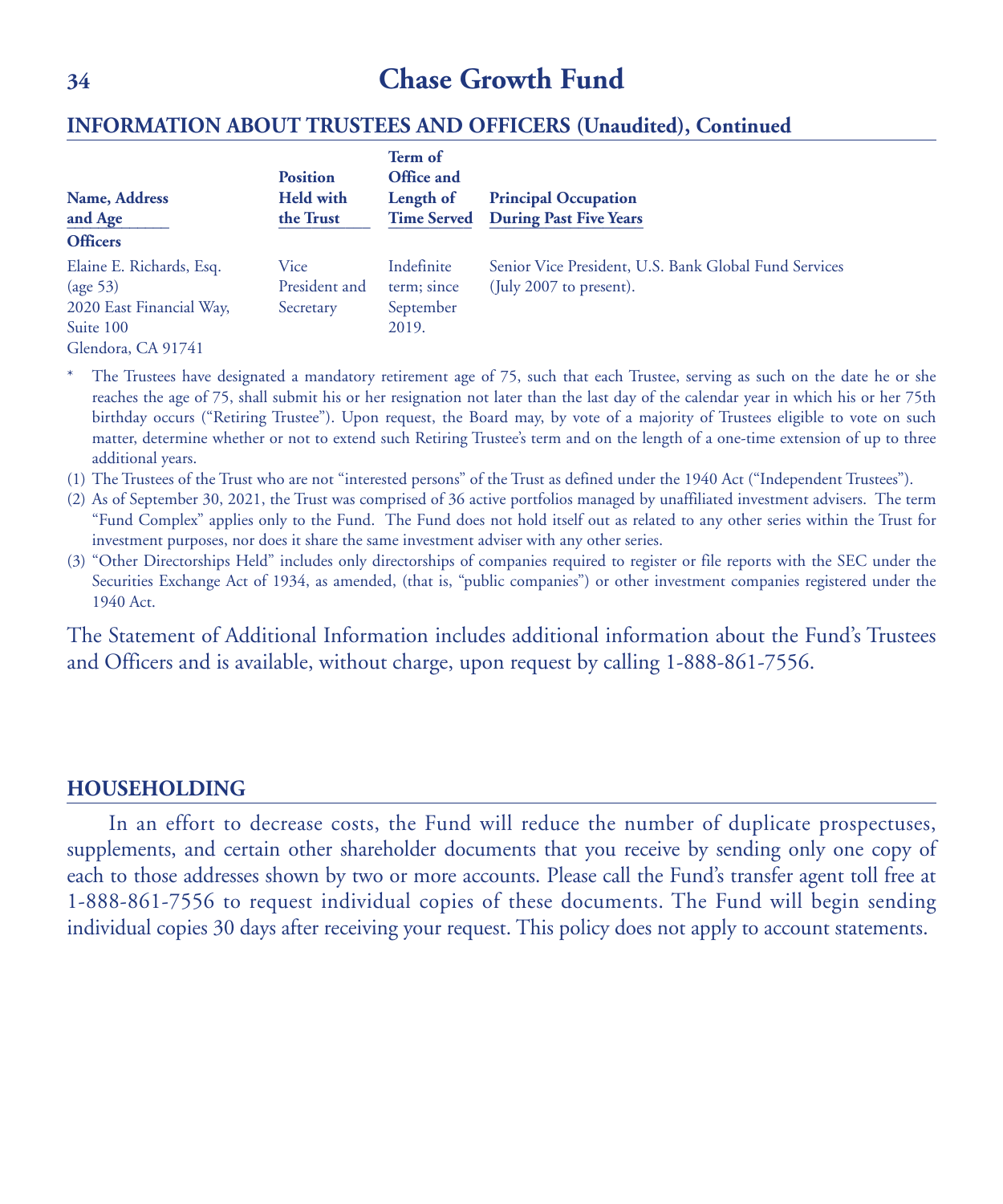# Chase Growth Fund

## INFORMATION ABOUT TRUSTEES AND OFFICERS (Unaudited), Continued

| Name, Address and Age | Position Held with the Trust | Term of Office and Length of Time Served | Principal Occupation During Past Five Years |
|---|---|---|---|
| **Officers** | | | |
| Elaine E. Richards, Esq. (age 53) 2020 East Financial Way, Suite 100 Glendora, CA 91741 | Vice President and Secretary | Indefinite term; since September 2019. | Senior Vice President, U.S. Bank Global Fund Services (July 2007 to present). |

\* The Trustees have designated a mandatory retirement age of 75, such that each Trustee, serving as such on the date he or she reaches the age of 75, shall submit his or her resignation not later than the last day of the calendar year in which his or her 75th birthday occurs ("Retiring Trustee"). Upon request, the Board may, by vote of a majority of Trustees eligible to vote on such matter, determine whether or not to extend such Retiring Trustee's term and on the length of a one-time extension of up to three additional years.

(1) The Trustees of the Trust who are not "interested persons" of the Trust as defined under the 1940 Act ("Independent Trustees").

(2) As of September 30, 2021, the Trust was comprised of 36 active portfolios managed by unaffiliated investment advisers. The term "Fund Complex" applies only to the Fund. The Fund does not hold itself out as related to any other series within the Trust for investment purposes, nor does it share the same investment adviser with any other series.

(3) "Other Directorships Held" includes only directorships of companies required to register or file reports with the SEC under the Securities Exchange Act of 1934, as amended, (that is, "public companies") or other investment companies registered under the 1940 Act.

The Statement of Additional Information includes additional information about the Fund's Trustees and Officers and is available, without charge, upon request by calling 1-888-861-7556.

## HOUSEHOLDING

In an effort to decrease costs, the Fund will reduce the number of duplicate prospectuses, supplements, and certain other shareholder documents that you receive by sending only one copy of each to those addresses shown by two or more accounts. Please call the Fund's transfer agent toll free at 1-888-861-7556 to request individual copies of these documents. The Fund will begin sending individual copies 30 days after receiving your request. This policy does not apply to account statements.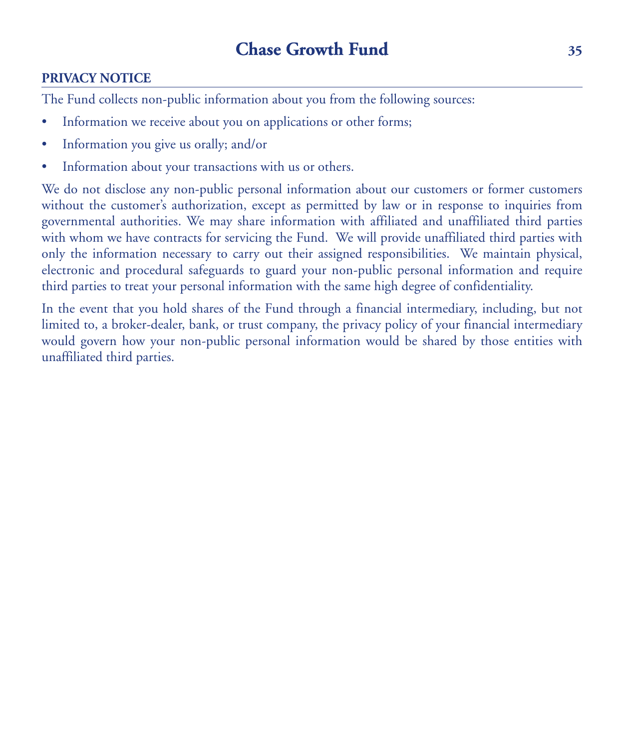## PRIVACY NOTICE

The Fund collects non-public information about you from the following sources:

- Information we receive about you on applications or other forms;
- Information you give us orally; and/or
- Information about your transactions with us or others.

We do not disclose any non-public personal information about our customers or former customers without the customer's authorization, except as permitted by law or in response to inquiries from governmental authorities. We may share information with affiliated and unaffiliated third parties with whom we have contracts for servicing the Fund. We will provide unaffiliated third parties with only the information necessary to carry out their assigned responsibilities. We maintain physical, electronic and procedural safeguards to guard your non-public personal information and require third parties to treat your personal information with the same high degree of confidentiality.

In the event that you hold shares of the Fund through a financial intermediary, including, but not limited to, a broker-dealer, bank, or trust company, the privacy policy of your financial intermediary would govern how your non-public personal information would be shared by those entities with unaffiliated third parties.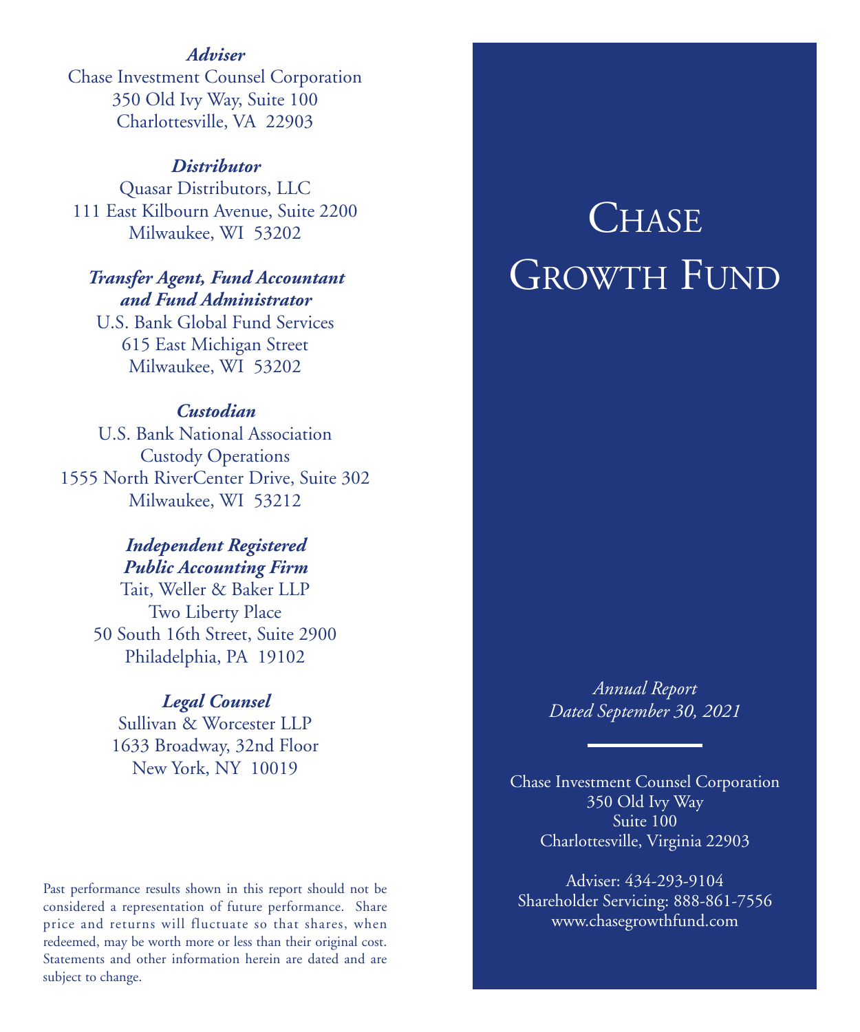***Adviser***
Chase Investment Counsel Corporation
350 Old Ivy Way, Suite 100
Charlottesville, VA 22903

***Distributor***
Quasar Distributors, LLC
111 East Kilbourn Avenue, Suite 2200
Milwaukee, WI 53202

***Transfer Agent, Fund Accountant and Fund Administrator***
U.S. Bank Global Fund Services
615 East Michigan Street
Milwaukee, WI 53202

***Custodian***
U.S. Bank National Association
Custody Operations
1555 North RiverCenter Drive, Suite 302
Milwaukee, WI 53212

***Independent Registered Public Accounting Firm***
Tait, Weller & Baker LLP
Two Liberty Place
50 South 16th Street, Suite 2900
Philadelphia, PA 19102

***Legal Counsel***
Sullivan & Worcester LLP
1633 Broadway, 32nd Floor
New York, NY 10019

Past performance results shown in this report should not be considered a representation of future performance. Share price and returns will fluctuate so that shares, when redeemed, may be worth more or less than their original cost. Statements and other information herein are dated and are subject to change.

# Chase Growth Fund

*Annual Report*
*Dated September 30, 2021*

Chase Investment Counsel Corporation
350 Old Ivy Way
Suite 100
Charlottesville, Virginia 22903

Adviser: 434-293-9104
Shareholder Servicing: 888-861-7556
www.chasegrowthfund.com